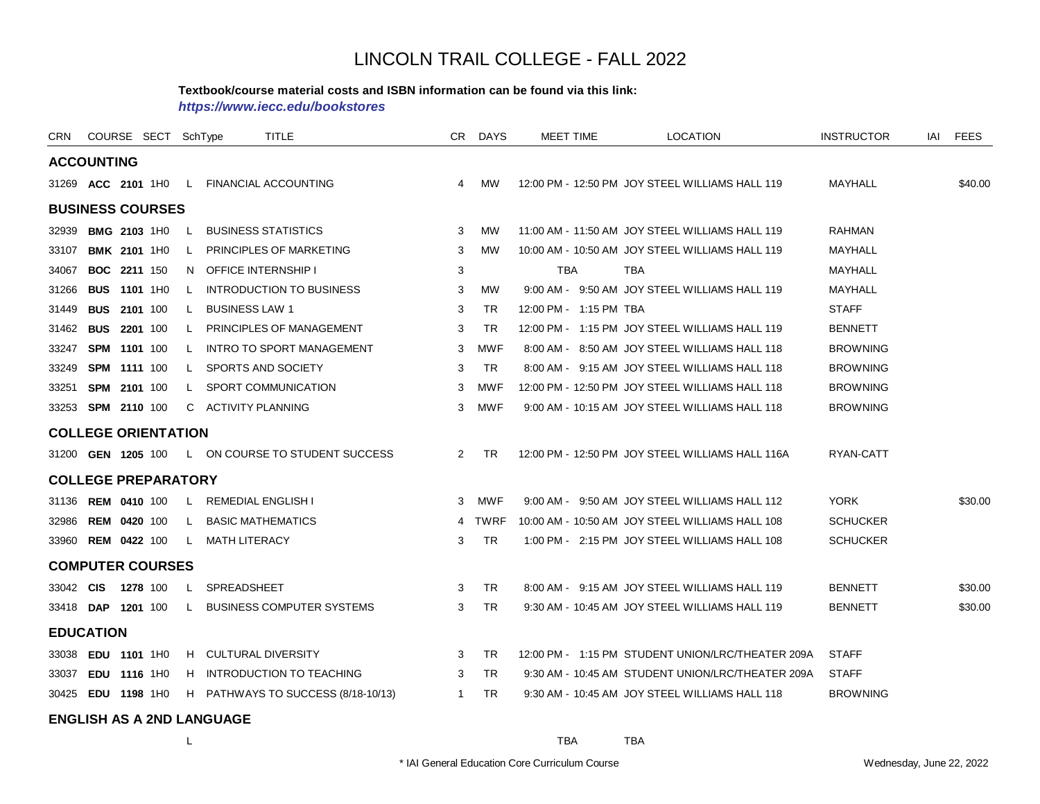# LINCOLN TRAIL COLLEGE - FALL 2022

**Textbook/course material costs and ISBN information can be found via this link:**
***https://www.iecc.edu/bookstores***

| CRN | COURSE | SECT | SchType | TITLE | CR | DAYS | MEET TIME | LOCATION | INSTRUCTOR | IAI | FEES |
|---|---|---|---|---|---|---|---|---|---|---|---|
| **ACCOUNTING** | | | | | | | | | | | |
| 31269 | **ACC 2101** | 1H0 | L | FINANCIAL ACCOUNTING | 4 | MW | 12:00 PM - 12:50 PM | JOY STEEL WILLIAMS HALL 119 | MAYHALL | | $40.00 |
| **BUSINESS COURSES** | | | | | | | | | | | |
| 32939 | **BMG 2103** | 1H0 | L | BUSINESS STATISTICS | 3 | MW | 11:00 AM - 11:50 AM | JOY STEEL WILLIAMS HALL 119 | RAHMAN | | |
| 33107 | **BMK 2101** | 1H0 | L | PRINCIPLES OF MARKETING | 3 | MW | 10:00 AM - 10:50 AM | JOY STEEL WILLIAMS HALL 119 | MAYHALL | | |
| 34067 | **BOC 2211** | 150 | N | OFFICE INTERNSHIP I | 3 | | TBA | TBA | MAYHALL | | |
| 31266 | **BUS 1101** | 1H0 | L | INTRODUCTION TO BUSINESS | 3 | MW | 9:00 AM - 9:50 AM | JOY STEEL WILLIAMS HALL 119 | MAYHALL | | |
| 31449 | **BUS 2101** | 100 | L | BUSINESS LAW 1 | 3 | TR | 12:00 PM - 1:15 PM | TBA | STAFF | | |
| 31462 | **BUS 2201** | 100 | L | PRINCIPLES OF MANAGEMENT | 3 | TR | 12:00 PM - 1:15 PM | JOY STEEL WILLIAMS HALL 119 | BENNETT | | |
| 33247 | **SPM 1101** | 100 | L | INTRO TO SPORT MANAGEMENT | 3 | MWF | 8:00 AM - 8:50 AM | JOY STEEL WILLIAMS HALL 118 | BROWNING | | |
| 33249 | **SPM 1111** | 100 | L | SPORTS AND SOCIETY | 3 | TR | 8:00 AM - 9:15 AM | JOY STEEL WILLIAMS HALL 118 | BROWNING | | |
| 33251 | **SPM 2101** | 100 | L | SPORT COMMUNICATION | 3 | MWF | 12:00 PM - 12:50 PM | JOY STEEL WILLIAMS HALL 118 | BROWNING | | |
| 33253 | **SPM 2110** | 100 | C | ACTIVITY PLANNING | 3 | MWF | 9:00 AM - 10:15 AM | JOY STEEL WILLIAMS HALL 118 | BROWNING | | |
| **COLLEGE ORIENTATION** | | | | | | | | | | | |
| 31200 | **GEN 1205** | 100 | L | ON COURSE TO STUDENT SUCCESS | 2 | TR | 12:00 PM - 12:50 PM | JOY STEEL WILLIAMS HALL 116A | RYAN-CATT | | |
| **COLLEGE PREPARATORY** | | | | | | | | | | | |
| 31136 | **REM 0410** | 100 | L | REMEDIAL ENGLISH I | 3 | MWF | 9:00 AM - 9:50 AM | JOY STEEL WILLIAMS HALL 112 | YORK | | $30.00 |
| 32986 | **REM 0420** | 100 | L | BASIC MATHEMATICS | 4 | TWRF | 10:00 AM - 10:50 AM | JOY STEEL WILLIAMS HALL 108 | SCHUCKER | | |
| 33960 | **REM 0422** | 100 | L | MATH LITERACY | 3 | TR | 1:00 PM - 2:15 PM | JOY STEEL WILLIAMS HALL 108 | SCHUCKER | | |
| **COMPUTER COURSES** | | | | | | | | | | | |
| 33042 | **CIS 1278** | 100 | L | SPREADSHEET | 3 | TR | 8:00 AM - 9:15 AM | JOY STEEL WILLIAMS HALL 119 | BENNETT | | $30.00 |
| 33418 | **DAP 1201** | 100 | L | BUSINESS COMPUTER SYSTEMS | 3 | TR | 9:30 AM - 10:45 AM | JOY STEEL WILLIAMS HALL 119 | BENNETT | | $30.00 |
| **EDUCATION** | | | | | | | | | | | |
| 33038 | **EDU 1101** | 1H0 | H | CULTURAL DIVERSITY | 3 | TR | 12:00 PM - 1:15 PM | STUDENT UNION/LRC/THEATER 209A | STAFF | | |
| 33037 | **EDU 1116** | 1H0 | H | INTRODUCTION TO TEACHING | 3 | TR | 9:30 AM - 10:45 AM | STUDENT UNION/LRC/THEATER 209A | STAFF | | |
| 30425 | **EDU 1198** | 1H0 | H | PATHWAYS TO SUCCESS (8/18-10/13) | 1 | TR | 9:30 AM - 10:45 AM | JOY STEEL WILLIAMS HALL 118 | BROWNING | | |
| **ENGLISH AS A 2ND LANGUAGE** | | | | | | | | | | | |
| | | | L | | | | TBA | TBA | | | |

\* IAI General Education Core Curriculum Course

Wednesday, June 22, 2022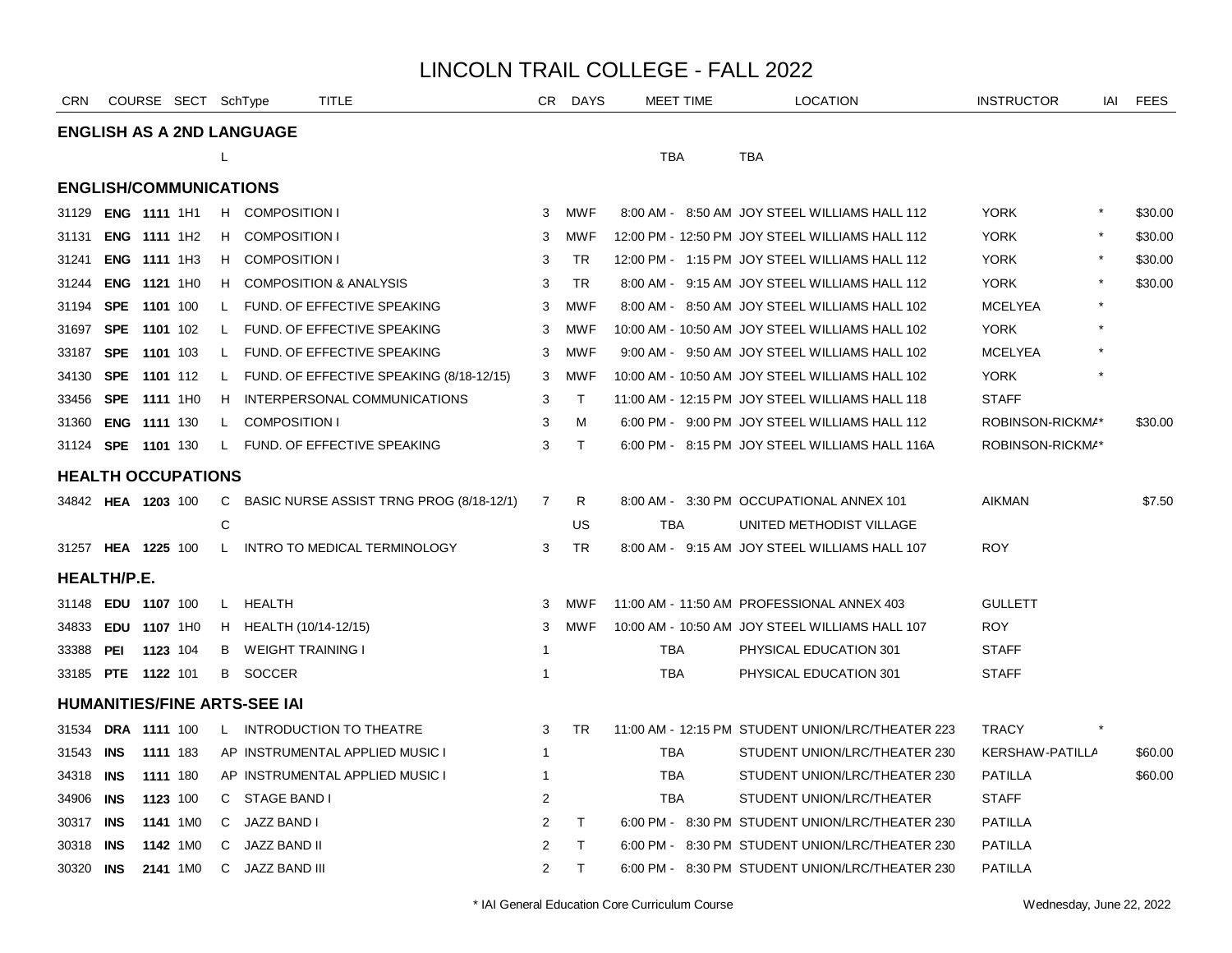# LINCOLN TRAIL COLLEGE - FALL 2022

| CRN | COURSE | | SECT | SchType | TITLE | CR | DAYS | MEET TIME | LOCATION | INSTRUCTOR | IAI | FEES |
|---|---|---|---|---|---|---|---|---|---|---|---|---|
| **ENGLISH AS A 2ND LANGUAGE** | | | | | | | | | | | | |
| | | | | L | | | | TBA | TBA | | | |
| **ENGLISH/COMMUNICATIONS** | | | | | | | | | | | | |
| 31129 | **ENG** | **1111** | 1H1 | H | COMPOSITION I | 3 | MWF | 8:00 AM - 8:50 AM | JOY STEEL WILLIAMS HALL 112 | YORK | * | $30.00 |
| 31131 | **ENG** | **1111** | 1H2 | H | COMPOSITION I | 3 | MWF | 12:00 PM - 12:50 PM | JOY STEEL WILLIAMS HALL 112 | YORK | * | $30.00 |
| 31241 | **ENG** | **1111** | 1H3 | H | COMPOSITION I | 3 | TR | 12:00 PM - 1:15 PM | JOY STEEL WILLIAMS HALL 112 | YORK | * | $30.00 |
| 31244 | **ENG** | **1121** | 1H0 | H | COMPOSITION & ANALYSIS | 3 | TR | 8:00 AM - 9:15 AM | JOY STEEL WILLIAMS HALL 112 | YORK | * | $30.00 |
| 31194 | **SPE** | **1101** | 100 | L | FUND. OF EFFECTIVE SPEAKING | 3 | MWF | 8:00 AM - 8:50 AM | JOY STEEL WILLIAMS HALL 102 | MCELYEA | * | |
| 31697 | **SPE** | **1101** | 102 | L | FUND. OF EFFECTIVE SPEAKING | 3 | MWF | 10:00 AM - 10:50 AM | JOY STEEL WILLIAMS HALL 102 | YORK | * | |
| 33187 | **SPE** | **1101** | 103 | L | FUND. OF EFFECTIVE SPEAKING | 3 | MWF | 9:00 AM - 9:50 AM | JOY STEEL WILLIAMS HALL 102 | MCELYEA | * | |
| 34130 | **SPE** | **1101** | 112 | L | FUND. OF EFFECTIVE SPEAKING (8/18-12/15) | 3 | MWF | 10:00 AM - 10:50 AM | JOY STEEL WILLIAMS HALL 102 | YORK | * | |
| 33456 | **SPE** | **1111** | 1H0 | H | INTERPERSONAL COMMUNICATIONS | 3 | T | 11:00 AM - 12:15 PM | JOY STEEL WILLIAMS HALL 118 | STAFF | | |
| 31360 | **ENG** | **1111** | 130 | L | COMPOSITION I | 3 | M | 6:00 PM - 9:00 PM | JOY STEEL WILLIAMS HALL 112 | ROBINSON-RICKMA | * | $30.00 |
| 31124 | **SPE** | **1101** | 130 | L | FUND. OF EFFECTIVE SPEAKING | 3 | T | 6:00 PM - 8:15 PM | JOY STEEL WILLIAMS HALL 116A | ROBINSON-RICKMA | * | |
| **HEALTH OCCUPATIONS** | | | | | | | | | | | | |
| 34842 | **HEA** | **1203** | 100 | C | BASIC NURSE ASSIST TRNG PROG (8/18-12/1) | 7 | R | 8:00 AM - 3:30 PM | OCCUPATIONAL ANNEX 101 | AIKMAN | | $7.50 |
| | | | | C | | | US | TBA | UNITED METHODIST VILLAGE | | | |
| 31257 | **HEA** | **1225** | 100 | L | INTRO TO MEDICAL TERMINOLOGY | 3 | TR | 8:00 AM - 9:15 AM | JOY STEEL WILLIAMS HALL 107 | ROY | | |
| **HEALTH/P.E.** | | | | | | | | | | | | |
| 31148 | **EDU** | **1107** | 100 | L | HEALTH | 3 | MWF | 11:00 AM - 11:50 AM | PROFESSIONAL ANNEX 403 | GULLETT | | |
| 34833 | **EDU** | **1107** | 1H0 | H | HEALTH (10/14-12/15) | 3 | MWF | 10:00 AM - 10:50 AM | JOY STEEL WILLIAMS HALL 107 | ROY | | |
| 33388 | **PEI** | **1123** | 104 | B | WEIGHT TRAINING I | 1 | | TBA | PHYSICAL EDUCATION 301 | STAFF | | |
| 33185 | **PTE** | **1122** | 101 | B | SOCCER | 1 | | TBA | PHYSICAL EDUCATION 301 | STAFF | | |
| **HUMANITIES/FINE ARTS-SEE IAI** | | | | | | | | | | | | |
| 31534 | **DRA** | **1111** | 100 | L | INTRODUCTION TO THEATRE | 3 | TR | 11:00 AM - 12:15 PM | STUDENT UNION/LRC/THEATER 223 | TRACY | * | |
| 31543 | **INS** | **1111** | 183 | AP | INSTRUMENTAL APPLIED MUSIC I | 1 | | TBA | STUDENT UNION/LRC/THEATER 230 | KERSHAW-PATILLA | | $60.00 |
| 34318 | **INS** | **1111** | 180 | AP | INSTRUMENTAL APPLIED MUSIC I | 1 | | TBA | STUDENT UNION/LRC/THEATER 230 | PATILLA | | $60.00 |
| 34906 | **INS** | **1123** | 100 | C | STAGE BAND I | 2 | | TBA | STUDENT UNION/LRC/THEATER | STAFF | | |
| 30317 | **INS** | **1141** | 1M0 | C | JAZZ BAND I | 2 | T | 6:00 PM - 8:30 PM | STUDENT UNION/LRC/THEATER 230 | PATILLA | | |
| 30318 | **INS** | **1142** | 1M0 | C | JAZZ BAND II | 2 | T | 6:00 PM - 8:30 PM | STUDENT UNION/LRC/THEATER 230 | PATILLA | | |
| 30320 | **INS** | **2141** | 1M0 | C | JAZZ BAND III | 2 | T | 6:00 PM - 8:30 PM | STUDENT UNION/LRC/THEATER 230 | PATILLA | | |

* IAI General Education Core Curriculum Course

Wednesday, June 22, 2022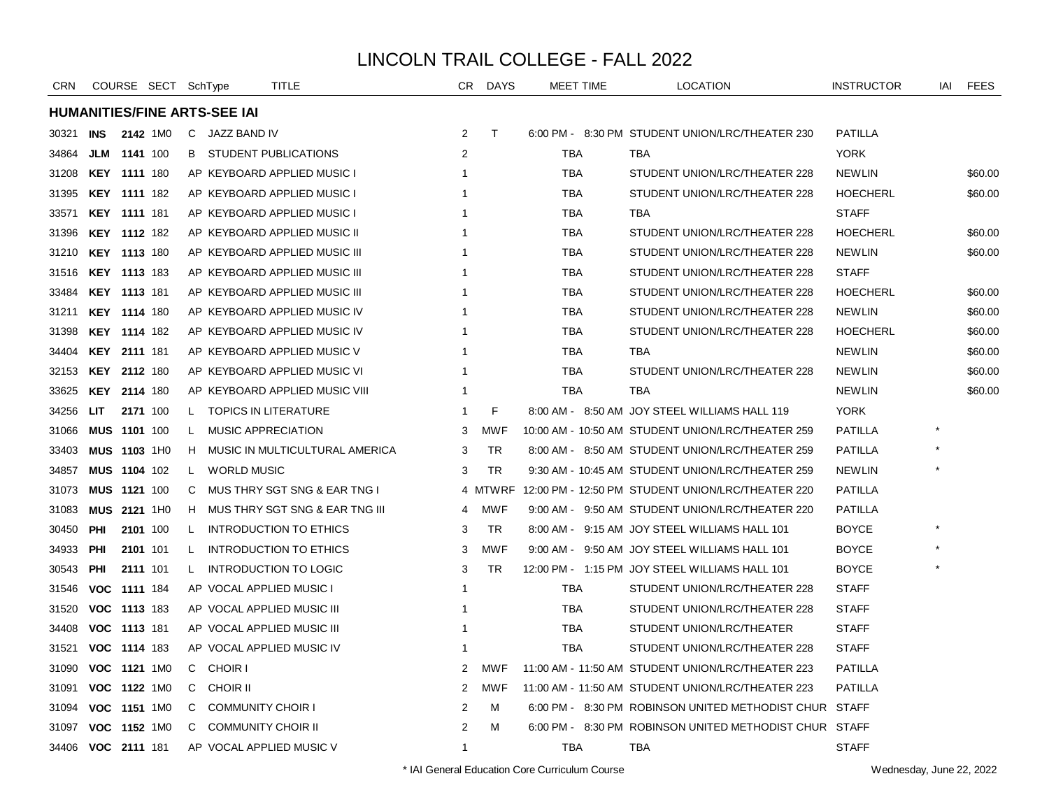# LINCOLN TRAIL COLLEGE - FALL 2022

| CRN | COURSE | | SECT | SchType | TITLE | CR | DAYS | MEET TIME | LOCATION | INSTRUCTOR | IAI | FEES |
|---|---|---|---|---|---|---|---|---|---|---|---|---|
| **HUMANITIES/FINE ARTS-SEE IAI** | | | | | | | | | | | | |
| 30321 | **INS** | **2142** | 1M0 | C | JAZZ BAND IV | 2 | T | 6:00 PM - 8:30 PM | STUDENT UNION/LRC/THEATER 230 | PATILLA | | |
| 34864 | **JLM** | **1141** | 100 | B | STUDENT PUBLICATIONS | 2 | | TBA | TBA | YORK | | |
| 31208 | **KEY** | **1111** | 180 | AP | KEYBOARD APPLIED MUSIC I | 1 | | TBA | STUDENT UNION/LRC/THEATER 228 | NEWLIN | | $60.00 |
| 31395 | **KEY** | **1111** | 182 | AP | KEYBOARD APPLIED MUSIC I | 1 | | TBA | STUDENT UNION/LRC/THEATER 228 | HOECHERL | | $60.00 |
| 33571 | **KEY** | **1111** | 181 | AP | KEYBOARD APPLIED MUSIC I | 1 | | TBA | TBA | STAFF | | |
| 31396 | **KEY** | **1112** | 182 | AP | KEYBOARD APPLIED MUSIC II | 1 | | TBA | STUDENT UNION/LRC/THEATER 228 | HOECHERL | | $60.00 |
| 31210 | **KEY** | **1113** | 180 | AP | KEYBOARD APPLIED MUSIC III | 1 | | TBA | STUDENT UNION/LRC/THEATER 228 | NEWLIN | | $60.00 |
| 31516 | **KEY** | **1113** | 183 | AP | KEYBOARD APPLIED MUSIC III | 1 | | TBA | STUDENT UNION/LRC/THEATER 228 | STAFF | | |
| 33484 | **KEY** | **1113** | 181 | AP | KEYBOARD APPLIED MUSIC III | 1 | | TBA | STUDENT UNION/LRC/THEATER 228 | HOECHERL | | $60.00 |
| 31211 | **KEY** | **1114** | 180 | AP | KEYBOARD APPLIED MUSIC IV | 1 | | TBA | STUDENT UNION/LRC/THEATER 228 | NEWLIN | | $60.00 |
| 31398 | **KEY** | **1114** | 182 | AP | KEYBOARD APPLIED MUSIC IV | 1 | | TBA | STUDENT UNION/LRC/THEATER 228 | HOECHERL | | $60.00 |
| 34404 | **KEY** | **2111** | 181 | AP | KEYBOARD APPLIED MUSIC V | 1 | | TBA | TBA | NEWLIN | | $60.00 |
| 32153 | **KEY** | **2112** | 180 | AP | KEYBOARD APPLIED MUSIC VI | 1 | | TBA | STUDENT UNION/LRC/THEATER 228 | NEWLIN | | $60.00 |
| 33625 | **KEY** | **2114** | 180 | AP | KEYBOARD APPLIED MUSIC VIII | 1 | | TBA | TBA | NEWLIN | | $60.00 |
| 34256 | **LIT** | **2171** | 100 | L | TOPICS IN LITERATURE | 1 | F | 8:00 AM - 8:50 AM | JOY STEEL WILLIAMS HALL 119 | YORK | | |
| 31066 | **MUS** | **1101** | 100 | L | MUSIC APPRECIATION | 3 | MWF | 10:00 AM - 10:50 AM | STUDENT UNION/LRC/THEATER 259 | PATILLA | * | |
| 33403 | **MUS** | **1103** | 1H0 | H | MUSIC IN MULTICULTURAL AMERICA | 3 | TR | 8:00 AM - 8:50 AM | STUDENT UNION/LRC/THEATER 259 | PATILLA | * | |
| 34857 | **MUS** | **1104** | 102 | L | WORLD MUSIC | 3 | TR | 9:30 AM - 10:45 AM | STUDENT UNION/LRC/THEATER 259 | NEWLIN | * | |
| 31073 | **MUS** | **1121** | 100 | C | MUS THRY SGT SNG & EAR TNG I | 4 | MTWRF | 12:00 PM - 12:50 PM | STUDENT UNION/LRC/THEATER 220 | PATILLA | | |
| 31083 | **MUS** | **2121** | 1H0 | H | MUS THRY SGT SNG & EAR TNG III | 4 | MWF | 9:00 AM - 9:50 AM | STUDENT UNION/LRC/THEATER 220 | PATILLA | | |
| 30450 | **PHI** | **2101** | 100 | L | INTRODUCTION TO ETHICS | 3 | TR | 8:00 AM - 9:15 AM | JOY STEEL WILLIAMS HALL 101 | BOYCE | * | |
| 34933 | **PHI** | **2101** | 101 | L | INTRODUCTION TO ETHICS | 3 | MWF | 9:00 AM - 9:50 AM | JOY STEEL WILLIAMS HALL 101 | BOYCE | * | |
| 30543 | **PHI** | **2111** | 101 | L | INTRODUCTION TO LOGIC | 3 | TR | 12:00 PM - 1:15 PM | JOY STEEL WILLIAMS HALL 101 | BOYCE | * | |
| 31546 | **VOC** | **1111** | 184 | AP | VOCAL APPLIED MUSIC I | 1 | | TBA | STUDENT UNION/LRC/THEATER 228 | STAFF | | |
| 31520 | **VOC** | **1113** | 183 | AP | VOCAL APPLIED MUSIC III | 1 | | TBA | STUDENT UNION/LRC/THEATER 228 | STAFF | | |
| 34408 | **VOC** | **1113** | 181 | AP | VOCAL APPLIED MUSIC III | 1 | | TBA | STUDENT UNION/LRC/THEATER | STAFF | | |
| 31521 | **VOC** | **1114** | 183 | AP | VOCAL APPLIED MUSIC IV | 1 | | TBA | STUDENT UNION/LRC/THEATER 228 | STAFF | | |
| 31090 | **VOC** | **1121** | 1M0 | C | CHOIR I | 2 | MWF | 11:00 AM - 11:50 AM | STUDENT UNION/LRC/THEATER 223 | PATILLA | | |
| 31091 | **VOC** | **1122** | 1M0 | C | CHOIR II | 2 | MWF | 11:00 AM - 11:50 AM | STUDENT UNION/LRC/THEATER 223 | PATILLA | | |
| 31094 | **VOC** | **1151** | 1M0 | C | COMMUNITY CHOIR I | 2 | M | 6:00 PM - 8:30 PM | ROBINSON UNITED METHODIST CHUR | STAFF | | |
| 31097 | **VOC** | **1152** | 1M0 | C | COMMUNITY CHOIR II | 2 | M | 6:00 PM - 8:30 PM | ROBINSON UNITED METHODIST CHUR | STAFF | | |
| 34406 | **VOC** | **2111** | 181 | AP | VOCAL APPLIED MUSIC V | 1 | | TBA | TBA | STAFF | | |

\* IAI General Education Core Curriculum Course

Wednesday, June 22, 2022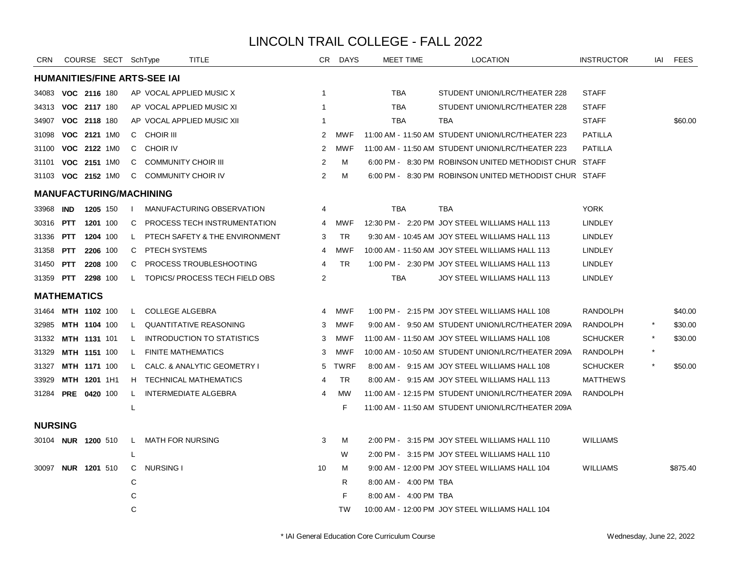# LINCOLN TRAIL COLLEGE - FALL 2022

| CRN | COURSE | | SECT | SchType | TITLE | CR | DAYS | MEET TIME | LOCATION | INSTRUCTOR | IAI | FEES |
|---|---|---|---|---|---|---|---|---|---|---|---|---|
| **HUMANITIES/FINE ARTS-SEE IAI** | | | | | | | | | | | | |
| 34083 | **VOC** | **2116** | 180 | AP | VOCAL APPLIED MUSIC X | 1 | | TBA | STUDENT UNION/LRC/THEATER 228 | STAFF | | |
| 34313 | **VOC** | **2117** | 180 | AP | VOCAL APPLIED MUSIC XI | 1 | | TBA | STUDENT UNION/LRC/THEATER 228 | STAFF | | |
| 34907 | **VOC** | **2118** | 180 | AP | VOCAL APPLIED MUSIC XII | 1 | | TBA | TBA | STAFF | | $60.00 |
| 31098 | **VOC** | **2121** | 1M0 | C | CHOIR III | 2 | MWF | 11:00 AM - 11:50 AM | STUDENT UNION/LRC/THEATER 223 | PATILLA | | |
| 31100 | **VOC** | **2122** | 1M0 | C | CHOIR IV | 2 | MWF | 11:00 AM - 11:50 AM | STUDENT UNION/LRC/THEATER 223 | PATILLA | | |
| 31101 | **VOC** | **2151** | 1M0 | C | COMMUNITY CHOIR III | 2 | M | 6:00 PM - 8:30 PM | ROBINSON UNITED METHODIST CHUR | STAFF | | |
| 31103 | **VOC** | **2152** | 1M0 | C | COMMUNITY CHOIR IV | 2 | M | 6:00 PM - 8:30 PM | ROBINSON UNITED METHODIST CHUR | STAFF | | |
| **MANUFACTURING/MACHINING** | | | | | | | | | | | | |
| 33968 | **IND** | **1205** | 150 | I | MANUFACTURING OBSERVATION | 4 | | TBA | TBA | YORK | | |
| 30316 | **PTT** | **1201** | 100 | C | PROCESS TECH INSTRUMENTATION | 4 | MWF | 12:30 PM - 2:20 PM | JOY STEEL WILLIAMS HALL 113 | LINDLEY | | |
| 31336 | **PTT** | **1204** | 100 | L | PTECH SAFETY & THE ENVIRONMENT | 3 | TR | 9:30 AM - 10:45 AM | JOY STEEL WILLIAMS HALL 113 | LINDLEY | | |
| 31358 | **PTT** | **2206** | 100 | C | PTECH SYSTEMS | 4 | MWF | 10:00 AM - 11:50 AM | JOY STEEL WILLIAMS HALL 113 | LINDLEY | | |
| 31450 | **PTT** | **2208** | 100 | C | PROCESS TROUBLESHOOTING | 4 | TR | 1:00 PM - 2:30 PM | JOY STEEL WILLIAMS HALL 113 | LINDLEY | | |
| 31359 | **PTT** | **2298** | 100 | L | TOPICS/ PROCESS TECH FIELD OBS | 2 | | TBA | JOY STEEL WILLIAMS HALL 113 | LINDLEY | | |
| **MATHEMATICS** | | | | | | | | | | | | |
| 31464 | **MTH** | **1102** | 100 | L | COLLEGE ALGEBRA | 4 | MWF | 1:00 PM - 2:15 PM | JOY STEEL WILLIAMS HALL 108 | RANDOLPH | | $40.00 |
| 32985 | **MTH** | **1104** | 100 | L | QUANTITATIVE REASONING | 3 | MWF | 9:00 AM - 9:50 AM | STUDENT UNION/LRC/THEATER 209A | RANDOLPH | * | $30.00 |
| 31332 | **MTH** | **1131** | 101 | L | INTRODUCTION TO STATISTICS | 3 | MWF | 11:00 AM - 11:50 AM | JOY STEEL WILLIAMS HALL 108 | SCHUCKER | * | $30.00 |
| 31329 | **MTH** | **1151** | 100 | L | FINITE MATHEMATICS | 3 | MWF | 10:00 AM - 10:50 AM | STUDENT UNION/LRC/THEATER 209A | RANDOLPH | * | |
| 31327 | **MTH** | **1171** | 100 | L | CALC. & ANALYTIC GEOMETRY I | 5 | TWRF | 8:00 AM - 9:15 AM | JOY STEEL WILLIAMS HALL 108 | SCHUCKER | * | $50.00 |
| 33929 | **MTH** | **1201** | 1H1 | H | TECHNICAL MATHEMATICS | 4 | TR | 8:00 AM - 9:15 AM | JOY STEEL WILLIAMS HALL 113 | MATTHEWS | | |
| 31284 | **PRE** | **0420** | 100 | L | INTERMEDIATE ALGEBRA | 4 | MW | 11:00 AM - 12:15 PM | STUDENT UNION/LRC/THEATER 209A | RANDOLPH | | |
| | | | | L | | | F | 11:00 AM - 11:50 AM | STUDENT UNION/LRC/THEATER 209A | | | |
| **NURSING** | | | | | | | | | | | | |
| 30104 | **NUR** | **1200** | 510 | L | MATH FOR NURSING | 3 | M | 2:00 PM - 3:15 PM | JOY STEEL WILLIAMS HALL 110 | WILLIAMS | | |
| | | | | L | | | W | 2:00 PM - 3:15 PM | JOY STEEL WILLIAMS HALL 110 | | | |
| 30097 | **NUR** | **1201** | 510 | C | NURSING I | 10 | M | 9:00 AM - 12:00 PM | JOY STEEL WILLIAMS HALL 104 | WILLIAMS | | $875.40 |
| | | | | C | | | R | 8:00 AM - 4:00 PM | TBA | | | |
| | | | | C | | | F | 8:00 AM - 4:00 PM | TBA | | | |
| | | | | C | | | TW | 10:00 AM - 12:00 PM | JOY STEEL WILLIAMS HALL 104 | | | |

\* IAI General Education Core Curriculum Course

Wednesday, June 22, 2022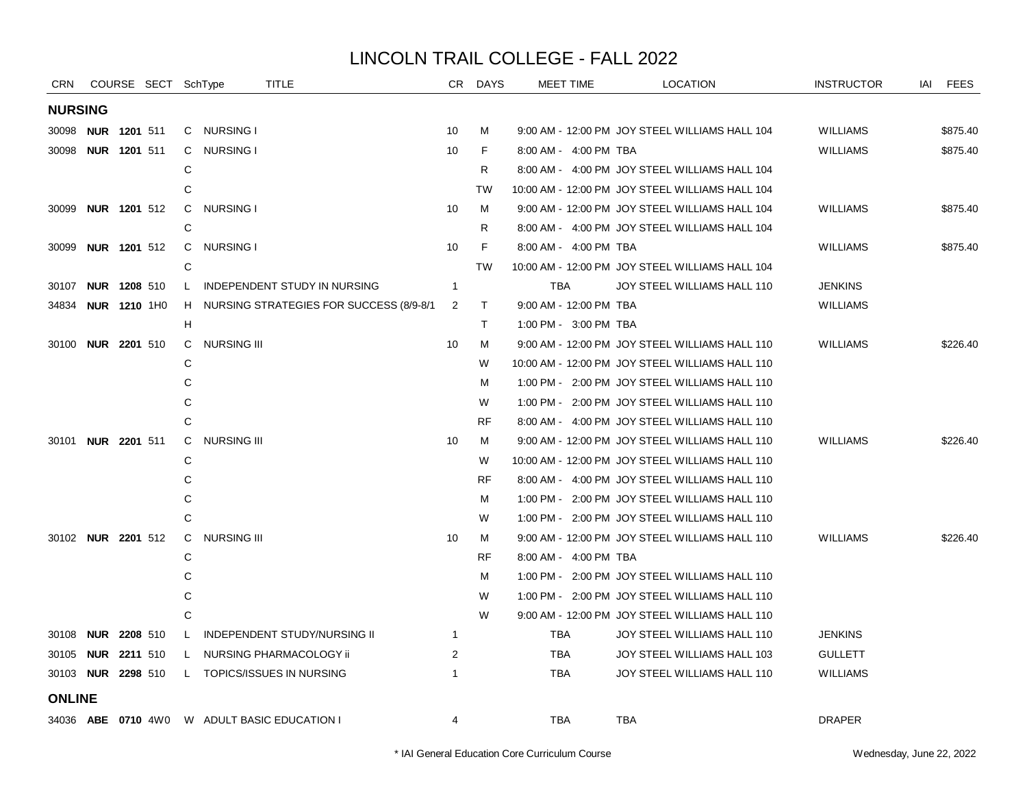# LINCOLN TRAIL COLLEGE - FALL 2022

| CRN | COURSE | | SECT | SchType | TITLE | CR | DAYS | MEET TIME | LOCATION | INSTRUCTOR | IAI | FEES |
|---|---|---|---|---|---|---|---|---|---|---|---|---|
| **NURSING** | | | | | | | | | | | | |
| 30098 | **NUR** | **1201** | 511 | C | NURSING I | 10 | M | 9:00 AM - 12:00 PM | JOY STEEL WILLIAMS HALL 104 | WILLIAMS | | $875.40 |
| 30098 | **NUR** | **1201** | 511 | C | NURSING I | 10 | F | 8:00 AM - 4:00 PM | TBA | WILLIAMS | | $875.40 |
| | | | | C | | | R | 8:00 AM - 4:00 PM | JOY STEEL WILLIAMS HALL 104 | | | |
| | | | | C | | | TW | 10:00 AM - 12:00 PM | JOY STEEL WILLIAMS HALL 104 | | | |
| 30099 | **NUR** | **1201** | 512 | C | NURSING I | 10 | M | 9:00 AM - 12:00 PM | JOY STEEL WILLIAMS HALL 104 | WILLIAMS | | $875.40 |
| | | | | C | | | R | 8:00 AM - 4:00 PM | JOY STEEL WILLIAMS HALL 104 | | | |
| 30099 | **NUR** | **1201** | 512 | C | NURSING I | 10 | F | 8:00 AM - 4:00 PM | TBA | WILLIAMS | | $875.40 |
| | | | | C | | | TW | 10:00 AM - 12:00 PM | JOY STEEL WILLIAMS HALL 104 | | | |
| 30107 | **NUR** | **1208** | 510 | L | INDEPENDENT STUDY IN NURSING | 1 | | TBA | JOY STEEL WILLIAMS HALL 110 | JENKINS | | |
| 34834 | **NUR** | **1210** | 1H0 | H | NURSING STRATEGIES FOR SUCCESS (8/9-8/1 | 2 | T | 9:00 AM - 12:00 PM | TBA | WILLIAMS | | |
| | | | | H | | | T | 1:00 PM - 3:00 PM | TBA | | | |
| 30100 | **NUR** | **2201** | 510 | C | NURSING III | 10 | M | 9:00 AM - 12:00 PM | JOY STEEL WILLIAMS HALL 110 | WILLIAMS | | $226.40 |
| | | | | C | | | W | 10:00 AM - 12:00 PM | JOY STEEL WILLIAMS HALL 110 | | | |
| | | | | C | | | M | 1:00 PM - 2:00 PM | JOY STEEL WILLIAMS HALL 110 | | | |
| | | | | C | | | W | 1:00 PM - 2:00 PM | JOY STEEL WILLIAMS HALL 110 | | | |
| | | | | C | | | RF | 8:00 AM - 4:00 PM | JOY STEEL WILLIAMS HALL 110 | | | |
| 30101 | **NUR** | **2201** | 511 | C | NURSING III | 10 | M | 9:00 AM - 12:00 PM | JOY STEEL WILLIAMS HALL 110 | WILLIAMS | | $226.40 |
| | | | | C | | | W | 10:00 AM - 12:00 PM | JOY STEEL WILLIAMS HALL 110 | | | |
| | | | | C | | | RF | 8:00 AM - 4:00 PM | JOY STEEL WILLIAMS HALL 110 | | | |
| | | | | C | | | M | 1:00 PM - 2:00 PM | JOY STEEL WILLIAMS HALL 110 | | | |
| | | | | C | | | W | 1:00 PM - 2:00 PM | JOY STEEL WILLIAMS HALL 110 | | | |
| 30102 | **NUR** | **2201** | 512 | C | NURSING III | 10 | M | 9:00 AM - 12:00 PM | JOY STEEL WILLIAMS HALL 110 | WILLIAMS | | $226.40 |
| | | | | C | | | RF | 8:00 AM - 4:00 PM | TBA | | | |
| | | | | C | | | M | 1:00 PM - 2:00 PM | JOY STEEL WILLIAMS HALL 110 | | | |
| | | | | C | | | W | 1:00 PM - 2:00 PM | JOY STEEL WILLIAMS HALL 110 | | | |
| | | | | C | | | W | 9:00 AM - 12:00 PM | JOY STEEL WILLIAMS HALL 110 | | | |
| 30108 | **NUR** | **2208** | 510 | L | INDEPENDENT STUDY/NURSING II | 1 | | TBA | JOY STEEL WILLIAMS HALL 110 | JENKINS | | |
| 30105 | **NUR** | **2211** | 510 | L | NURSING PHARMACOLOGY ii | 2 | | TBA | JOY STEEL WILLIAMS HALL 103 | GULLETT | | |
| 30103 | **NUR** | **2298** | 510 | L | TOPICS/ISSUES IN NURSING | 1 | | TBA | JOY STEEL WILLIAMS HALL 110 | WILLIAMS | | |
| **ONLINE** | | | | | | | | | | | | |
| 34036 | **ABE** | **0710** | 4W0 | W | ADULT BASIC EDUCATION I | 4 | | TBA | TBA | DRAPER | | |

\* IAI General Education Core Curriculum Course

Wednesday, June 22, 2022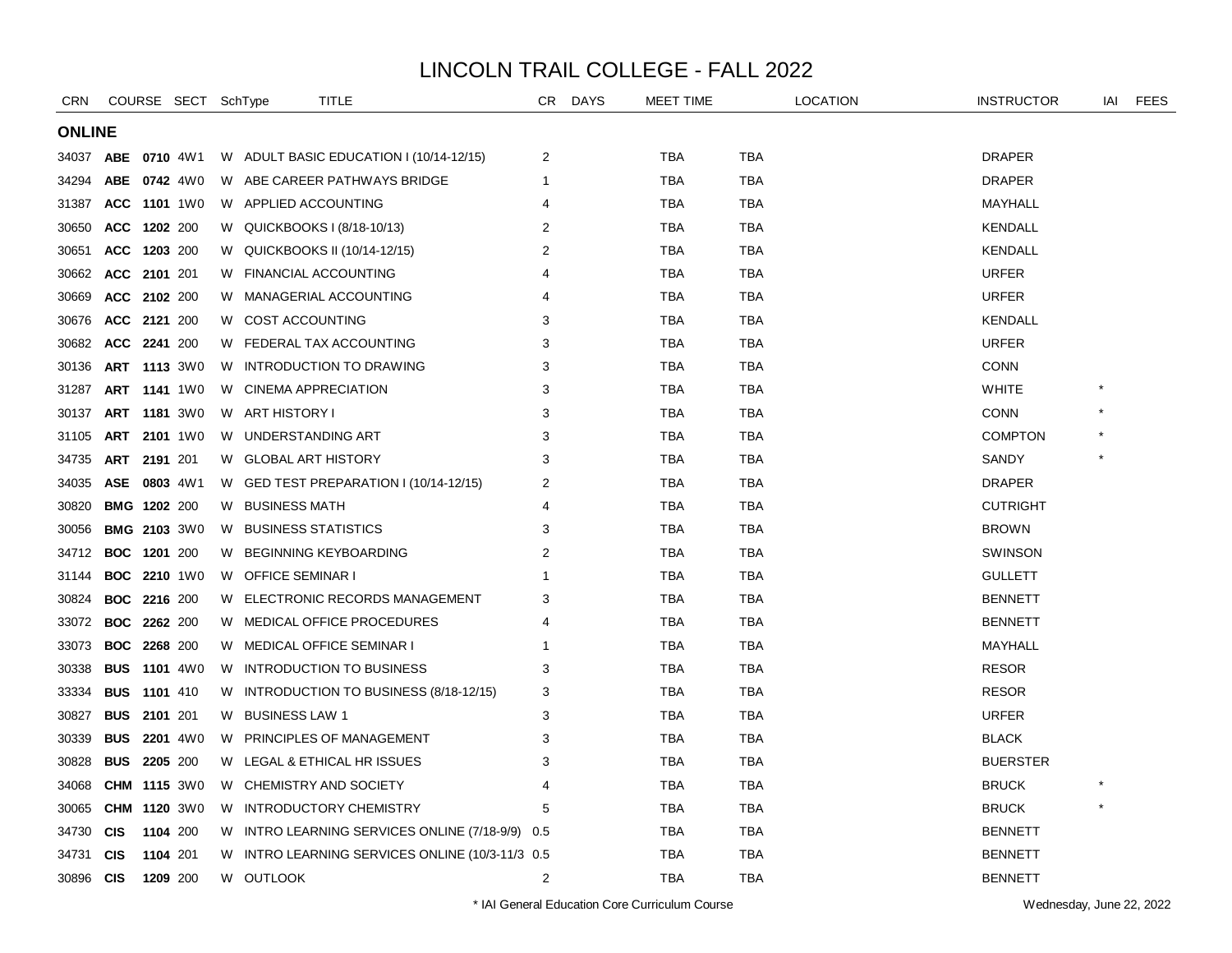# LINCOLN TRAIL COLLEGE - FALL 2022

## ONLINE

| CRN | COURSE | | SECT | SchType | TITLE | CR | DAYS | MEET TIME | LOCATION | INSTRUCTOR | IAI | FEES |
|---|---|---|---|---|---|---|---|---|---|---|---|---|
| 34037 | **ABE** | **0710** | 4W1 | W | ADULT BASIC EDUCATION I (10/14-12/15) | 2 | | TBA | TBA | DRAPER | | |
| 34294 | **ABE** | **0742** | 4W0 | W | ABE CAREER PATHWAYS BRIDGE | 1 | | TBA | TBA | DRAPER | | |
| 31387 | **ACC** | **1101** | 1W0 | W | APPLIED ACCOUNTING | 4 | | TBA | TBA | MAYHALL | | |
| 30650 | **ACC** | **1202** | 200 | W | QUICKBOOKS I (8/18-10/13) | 2 | | TBA | TBA | KENDALL | | |
| 30651 | **ACC** | **1203** | 200 | W | QUICKBOOKS II (10/14-12/15) | 2 | | TBA | TBA | KENDALL | | |
| 30662 | **ACC** | **2101** | 201 | W | FINANCIAL ACCOUNTING | 4 | | TBA | TBA | URFER | | |
| 30669 | **ACC** | **2102** | 200 | W | MANAGERIAL ACCOUNTING | 4 | | TBA | TBA | URFER | | |
| 30676 | **ACC** | **2121** | 200 | W | COST ACCOUNTING | 3 | | TBA | TBA | KENDALL | | |
| 30682 | **ACC** | **2241** | 200 | W | FEDERAL TAX ACCOUNTING | 3 | | TBA | TBA | URFER | | |
| 30136 | **ART** | **1113** | 3W0 | W | INTRODUCTION TO DRAWING | 3 | | TBA | TBA | CONN | | |
| 31287 | **ART** | **1141** | 1W0 | W | CINEMA APPRECIATION | 3 | | TBA | TBA | WHITE | * | |
| 30137 | **ART** | **1181** | 3W0 | W | ART HISTORY I | 3 | | TBA | TBA | CONN | * | |
| 31105 | **ART** | **2101** | 1W0 | W | UNDERSTANDING ART | 3 | | TBA | TBA | COMPTON | * | |
| 34735 | **ART** | **2191** | 201 | W | GLOBAL ART HISTORY | 3 | | TBA | TBA | SANDY | * | |
| 34035 | **ASE** | **0803** | 4W1 | W | GED TEST PREPARATION I (10/14-12/15) | 2 | | TBA | TBA | DRAPER | | |
| 30820 | **BMG** | **1202** | 200 | W | BUSINESS MATH | 4 | | TBA | TBA | CUTRIGHT | | |
| 30056 | **BMG** | **2103** | 3W0 | W | BUSINESS STATISTICS | 3 | | TBA | TBA | BROWN | | |
| 34712 | **BOC** | **1201** | 200 | W | BEGINNING KEYBOARDING | 2 | | TBA | TBA | SWINSON | | |
| 31144 | **BOC** | **2210** | 1W0 | W | OFFICE SEMINAR I | 1 | | TBA | TBA | GULLETT | | |
| 30824 | **BOC** | **2216** | 200 | W | ELECTRONIC RECORDS MANAGEMENT | 3 | | TBA | TBA | BENNETT | | |
| 33072 | **BOC** | **2262** | 200 | W | MEDICAL OFFICE PROCEDURES | 4 | | TBA | TBA | BENNETT | | |
| 33073 | **BOC** | **2268** | 200 | W | MEDICAL OFFICE SEMINAR I | 1 | | TBA | TBA | MAYHALL | | |
| 30338 | **BUS** | **1101** | 4W0 | W | INTRODUCTION TO BUSINESS | 3 | | TBA | TBA | RESOR | | |
| 33334 | **BUS** | **1101** | 410 | W | INTRODUCTION TO BUSINESS (8/18-12/15) | 3 | | TBA | TBA | RESOR | | |
| 30827 | **BUS** | **2101** | 201 | W | BUSINESS LAW 1 | 3 | | TBA | TBA | URFER | | |
| 30339 | **BUS** | **2201** | 4W0 | W | PRINCIPLES OF MANAGEMENT | 3 | | TBA | TBA | BLACK | | |
| 30828 | **BUS** | **2205** | 200 | W | LEGAL & ETHICAL HR ISSUES | 3 | | TBA | TBA | BUERSTER | | |
| 34068 | **CHM** | **1115** | 3W0 | W | CHEMISTRY AND SOCIETY | 4 | | TBA | TBA | BRUCK | * | |
| 30065 | **CHM** | **1120** | 3W0 | W | INTRODUCTORY CHEMISTRY | 5 | | TBA | TBA | BRUCK | * | |
| 34730 | **CIS** | **1104** | 200 | W | INTRO LEARNING SERVICES ONLINE (7/18-9/9) | 0.5 | | TBA | TBA | BENNETT | | |
| 34731 | **CIS** | **1104** | 201 | W | INTRO LEARNING SERVICES ONLINE (10/3-11/3 | 0.5 | | TBA | TBA | BENNETT | | |
| 30896 | **CIS** | **1209** | 200 | W | OUTLOOK | 2 | | TBA | TBA | BENNETT | | |

\* IAI General Education Core Curriculum Course

Wednesday, June 22, 2022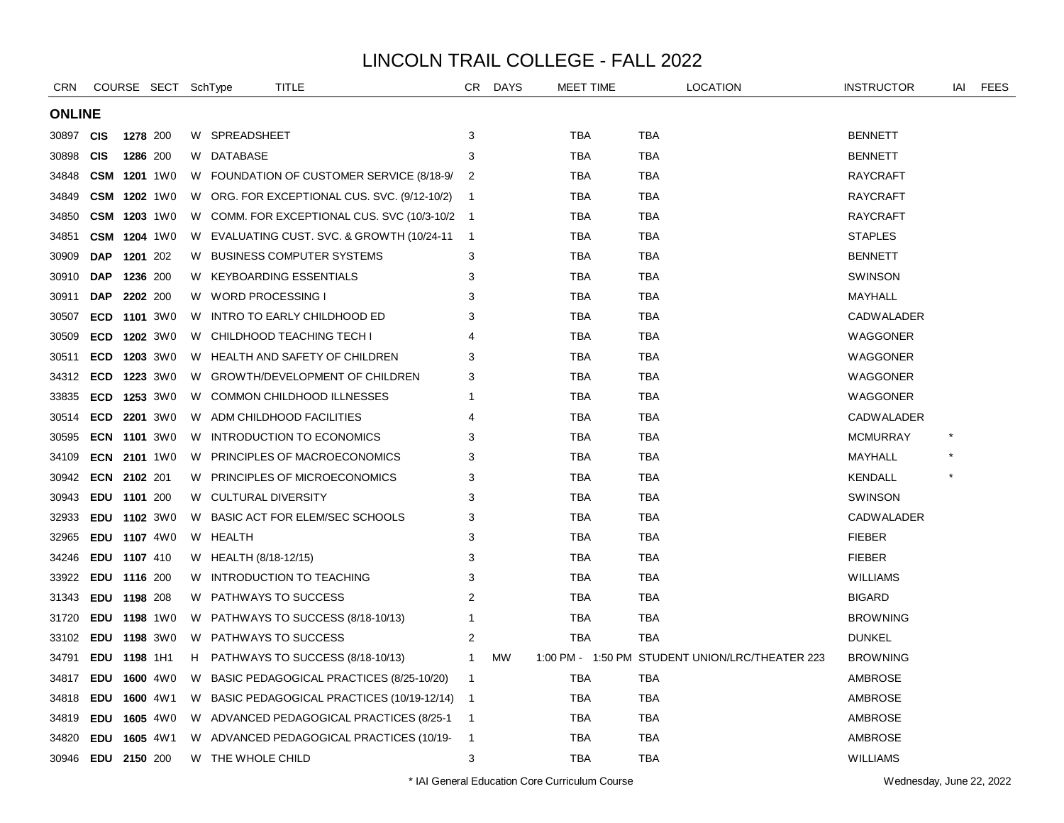# LINCOLN TRAIL COLLEGE - FALL 2022

## ONLINE

| CRN | COURSE | | SECT | SchType | TITLE | CR | DAYS | MEET TIME | LOCATION | INSTRUCTOR | IAI | FEES |
|---|---|---|---|---|---|---|---|---|---|---|---|---|
| 30897 | **CIS** | **1278** | 200 | W | SPREADSHEET | 3 | | TBA | TBA | BENNETT | | |
| 30898 | **CIS** | **1286** | 200 | W | DATABASE | 3 | | TBA | TBA | BENNETT | | |
| 34848 | **CSM** | **1201** | 1W0 | W | FOUNDATION OF CUSTOMER SERVICE (8/18-9/ | 2 | | TBA | TBA | RAYCRAFT | | |
| 34849 | **CSM** | **1202** | 1W0 | W | ORG. FOR EXCEPTIONAL CUS. SVC. (9/12-10/2) | 1 | | TBA | TBA | RAYCRAFT | | |
| 34850 | **CSM** | **1203** | 1W0 | W | COMM. FOR EXCEPTIONAL CUS. SVC (10/3-10/2 | 1 | | TBA | TBA | RAYCRAFT | | |
| 34851 | **CSM** | **1204** | 1W0 | W | EVALUATING CUST. SVC. & GROWTH (10/24-11 | 1 | | TBA | TBA | STAPLES | | |
| 30909 | **DAP** | **1201** | 202 | W | BUSINESS COMPUTER SYSTEMS | 3 | | TBA | TBA | BENNETT | | |
| 30910 | **DAP** | **1236** | 200 | W | KEYBOARDING ESSENTIALS | 3 | | TBA | TBA | SWINSON | | |
| 30911 | **DAP** | **2202** | 200 | W | WORD PROCESSING I | 3 | | TBA | TBA | MAYHALL | | |
| 30507 | **ECD** | **1101** | 3W0 | W | INTRO TO EARLY CHILDHOOD ED | 3 | | TBA | TBA | CADWALADER | | |
| 30509 | **ECD** | **1202** | 3W0 | W | CHILDHOOD TEACHING TECH I | 4 | | TBA | TBA | WAGGONER | | |
| 30511 | **ECD** | **1203** | 3W0 | W | HEALTH AND SAFETY OF CHILDREN | 3 | | TBA | TBA | WAGGONER | | |
| 34312 | **ECD** | **1223** | 3W0 | W | GROWTH/DEVELOPMENT OF CHILDREN | 3 | | TBA | TBA | WAGGONER | | |
| 33835 | **ECD** | **1253** | 3W0 | W | COMMON CHILDHOOD ILLNESSES | 1 | | TBA | TBA | WAGGONER | | |
| 30514 | **ECD** | **2201** | 3W0 | W | ADM CHILDHOOD FACILITIES | 4 | | TBA | TBA | CADWALADER | | |
| 30595 | **ECN** | **1101** | 3W0 | W | INTRODUCTION TO ECONOMICS | 3 | | TBA | TBA | MCMURRAY | * | |
| 34109 | **ECN** | **2101** | 1W0 | W | PRINCIPLES OF MACROECONOMICS | 3 | | TBA | TBA | MAYHALL | * | |
| 30942 | **ECN** | **2102** | 201 | W | PRINCIPLES OF MICROECONOMICS | 3 | | TBA | TBA | KENDALL | * | |
| 30943 | **EDU** | **1101** | 200 | W | CULTURAL DIVERSITY | 3 | | TBA | TBA | SWINSON | | |
| 32933 | **EDU** | **1102** | 3W0 | W | BASIC ACT FOR ELEM/SEC SCHOOLS | 3 | | TBA | TBA | CADWALADER | | |
| 32965 | **EDU** | **1107** | 4W0 | W | HEALTH | 3 | | TBA | TBA | FIEBER | | |
| 34246 | **EDU** | **1107** | 410 | W | HEALTH (8/18-12/15) | 3 | | TBA | TBA | FIEBER | | |
| 33922 | **EDU** | **1116** | 200 | W | INTRODUCTION TO TEACHING | 3 | | TBA | TBA | WILLIAMS | | |
| 31343 | **EDU** | **1198** | 208 | W | PATHWAYS TO SUCCESS | 2 | | TBA | TBA | BIGARD | | |
| 31720 | **EDU** | **1198** | 1W0 | W | PATHWAYS TO SUCCESS (8/18-10/13) | 1 | | TBA | TBA | BROWNING | | |
| 33102 | **EDU** | **1198** | 3W0 | W | PATHWAYS TO SUCCESS | 2 | | TBA | TBA | DUNKEL | | |
| 34791 | **EDU** | **1198** | 1H1 | H | PATHWAYS TO SUCCESS (8/18-10/13) | 1 | MW | 1:00 PM - 1:50 PM | STUDENT UNION/LRC/THEATER 223 | BROWNING | | |
| 34817 | **EDU** | **1600** | 4W0 | W | BASIC PEDAGOGICAL PRACTICES (8/25-10/20) | 1 | | TBA | TBA | AMBROSE | | |
| 34818 | **EDU** | **1600** | 4W1 | W | BASIC PEDAGOGICAL PRACTICES (10/19-12/14) | 1 | | TBA | TBA | AMBROSE | | |
| 34819 | **EDU** | **1605** | 4W0 | W | ADVANCED PEDAGOGICAL PRACTICES (8/25-1 | 1 | | TBA | TBA | AMBROSE | | |
| 34820 | **EDU** | **1605** | 4W1 | W | ADVANCED PEDAGOGICAL PRACTICES (10/19- | 1 | | TBA | TBA | AMBROSE | | |
| 30946 | **EDU** | **2150** | 200 | W | THE WHOLE CHILD | 3 | | TBA | TBA | WILLIAMS | | |

* IAI General Education Core Curriculum Course

Wednesday, June 22, 2022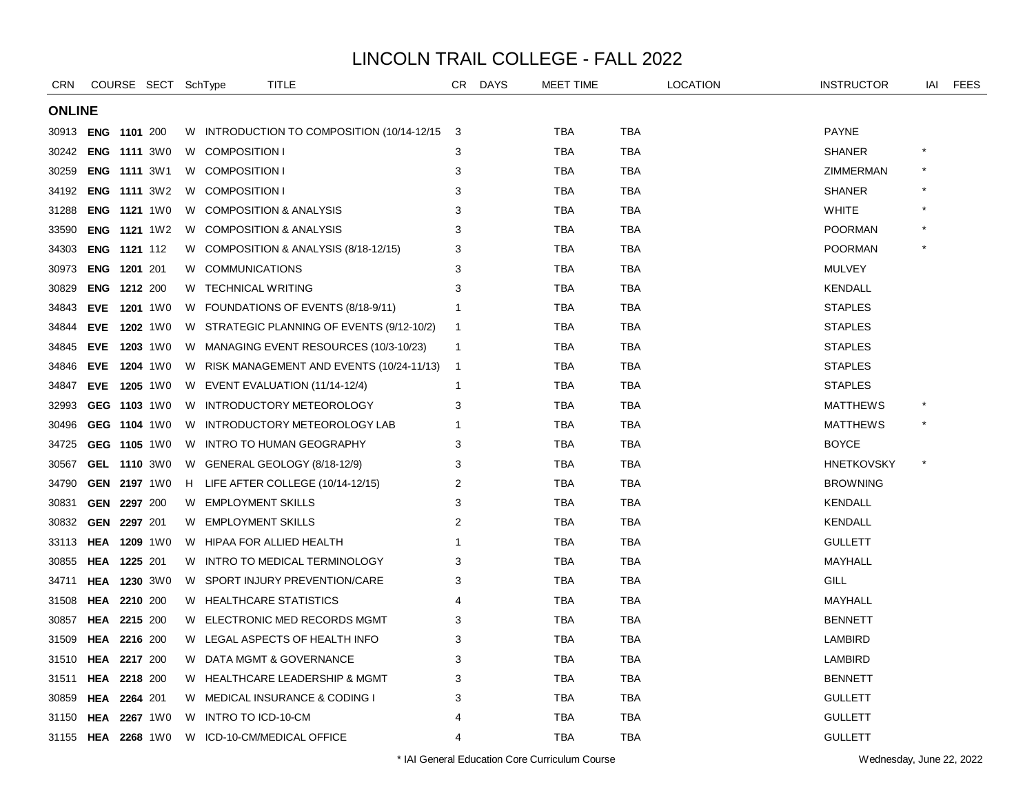# LINCOLN TRAIL COLLEGE - FALL 2022

| CRN | COURSE | | SECT | SchType | TITLE | CR | DAYS | MEET TIME | LOCATION | | INSTRUCTOR | IAI | FEES |
|---|---|---|---|---|---|---|---|---|---|---|---|---|---|
| **ONLINE** | | | | | | | | | | | | | |
| 30913 | **ENG** | **1101** | 200 | W | INTRODUCTION TO COMPOSITION (10/14-12/15 | 3 | | TBA | TBA | | PAYNE | | |
| 30242 | **ENG** | **1111** | 3W0 | W | COMPOSITION I | 3 | | TBA | TBA | | SHANER | * | |
| 30259 | **ENG** | **1111** | 3W1 | W | COMPOSITION I | 3 | | TBA | TBA | | ZIMMERMAN | * | |
| 34192 | **ENG** | **1111** | 3W2 | W | COMPOSITION I | 3 | | TBA | TBA | | SHANER | * | |
| 31288 | **ENG** | **1121** | 1W0 | W | COMPOSITION & ANALYSIS | 3 | | TBA | TBA | | WHITE | * | |
| 33590 | **ENG** | **1121** | 1W2 | W | COMPOSITION & ANALYSIS | 3 | | TBA | TBA | | POORMAN | * | |
| 34303 | **ENG** | **1121** | 112 | W | COMPOSITION & ANALYSIS (8/18-12/15) | 3 | | TBA | TBA | | POORMAN | * | |
| 30973 | **ENG** | **1201** | 201 | W | COMMUNICATIONS | 3 | | TBA | TBA | | MULVEY | | |
| 30829 | **ENG** | **1212** | 200 | W | TECHNICAL WRITING | 3 | | TBA | TBA | | KENDALL | | |
| 34843 | **EVE** | **1201** | 1W0 | W | FOUNDATIONS OF EVENTS (8/18-9/11) | 1 | | TBA | TBA | | STAPLES | | |
| 34844 | **EVE** | **1202** | 1W0 | W | STRATEGIC PLANNING OF EVENTS (9/12-10/2) | 1 | | TBA | TBA | | STAPLES | | |
| 34845 | **EVE** | **1203** | 1W0 | W | MANAGING EVENT RESOURCES (10/3-10/23) | 1 | | TBA | TBA | | STAPLES | | |
| 34846 | **EVE** | **1204** | 1W0 | W | RISK MANAGEMENT AND EVENTS (10/24-11/13) | 1 | | TBA | TBA | | STAPLES | | |
| 34847 | **EVE** | **1205** | 1W0 | W | EVENT EVALUATION (11/14-12/4) | 1 | | TBA | TBA | | STAPLES | | |
| 32993 | **GEG** | **1103** | 1W0 | W | INTRODUCTORY METEOROLOGY | 3 | | TBA | TBA | | MATTHEWS | * | |
| 30496 | **GEG** | **1104** | 1W0 | W | INTRODUCTORY METEOROLOGY LAB | 1 | | TBA | TBA | | MATTHEWS | * | |
| 34725 | **GEG** | **1105** | 1W0 | W | INTRO TO HUMAN GEOGRAPHY | 3 | | TBA | TBA | | BOYCE | | |
| 30567 | **GEL** | **1110** | 3W0 | W | GENERAL GEOLOGY (8/18-12/9) | 3 | | TBA | TBA | | HNETKOVSKY | * | |
| 34790 | **GEN** | **2197** | 1W0 | H | LIFE AFTER COLLEGE (10/14-12/15) | 2 | | TBA | TBA | | BROWNING | | |
| 30831 | **GEN** | **2297** | 200 | W | EMPLOYMENT SKILLS | 3 | | TBA | TBA | | KENDALL | | |
| 30832 | **GEN** | **2297** | 201 | W | EMPLOYMENT SKILLS | 2 | | TBA | TBA | | KENDALL | | |
| 33113 | **HEA** | **1209** | 1W0 | W | HIPAA FOR ALLIED HEALTH | 1 | | TBA | TBA | | GULLETT | | |
| 30855 | **HEA** | **1225** | 201 | W | INTRO TO MEDICAL TERMINOLOGY | 3 | | TBA | TBA | | MAYHALL | | |
| 34711 | **HEA** | **1230** | 3W0 | W | SPORT INJURY PREVENTION/CARE | 3 | | TBA | TBA | | GILL | | |
| 31508 | **HEA** | **2210** | 200 | W | HEALTHCARE STATISTICS | 4 | | TBA | TBA | | MAYHALL | | |
| 30857 | **HEA** | **2215** | 200 | W | ELECTRONIC MED RECORDS MGMT | 3 | | TBA | TBA | | BENNETT | | |
| 31509 | **HEA** | **2216** | 200 | W | LEGAL ASPECTS OF HEALTH INFO | 3 | | TBA | TBA | | LAMBIRD | | |
| 31510 | **HEA** | **2217** | 200 | W | DATA MGMT & GOVERNANCE | 3 | | TBA | TBA | | LAMBIRD | | |
| 31511 | **HEA** | **2218** | 200 | W | HEALTHCARE LEADERSHIP & MGMT | 3 | | TBA | TBA | | BENNETT | | |
| 30859 | **HEA** | **2264** | 201 | W | MEDICAL INSURANCE & CODING I | 3 | | TBA | TBA | | GULLETT | | |
| 31150 | **HEA** | **2267** | 1W0 | W | INTRO TO ICD-10-CM | 4 | | TBA | TBA | | GULLETT | | |
| 31155 | **HEA** | **2268** | 1W0 | W | ICD-10-CM/MEDICAL OFFICE | 4 | | TBA | TBA | | GULLETT | | |

\* IAI General Education Core Curriculum Course

Wednesday, June 22, 2022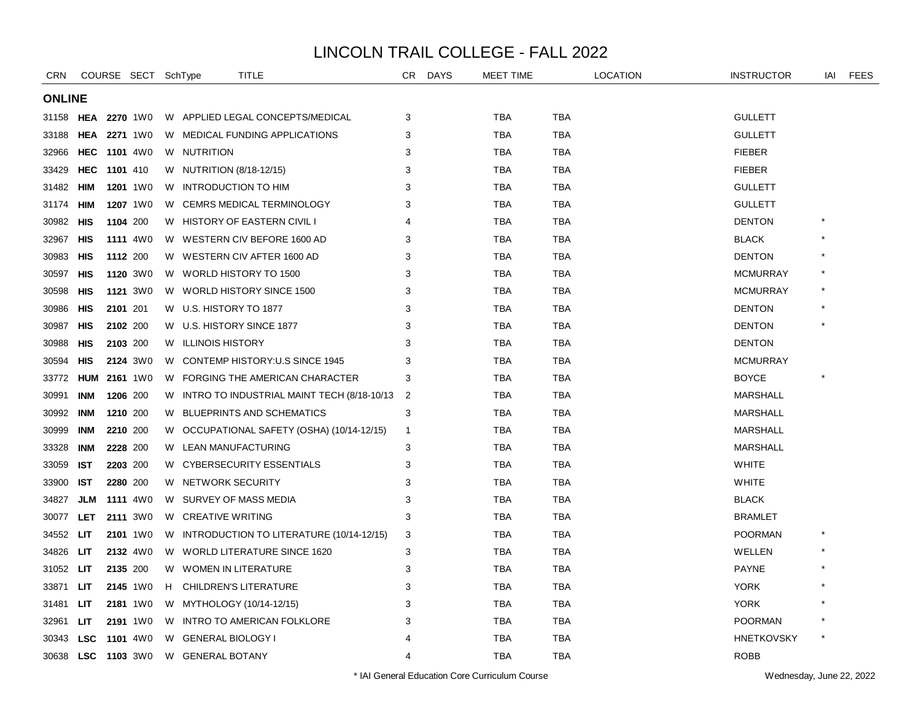# LINCOLN TRAIL COLLEGE - FALL 2022

| CRN | COURSE | | SECT | SchType | TITLE | CR | DAYS | MEET TIME | | LOCATION | INSTRUCTOR | IAI | FEES |
|---|---|---|---|---|---|---|---|---|---|---|---|---|---|
| **ONLINE** | | | | | | | | | | | | | |
| 31158 | **HEA** | **2270** | 1W0 | W | APPLIED LEGAL CONCEPTS/MEDICAL | 3 | | TBA | TBA | | GULLETT | | |
| 33188 | **HEA** | **2271** | 1W0 | W | MEDICAL FUNDING APPLICATIONS | 3 | | TBA | TBA | | GULLETT | | |
| 32966 | **HEC** | **1101** | 4W0 | W | NUTRITION | 3 | | TBA | TBA | | FIEBER | | |
| 33429 | **HEC** | **1101** | 410 | W | NUTRITION (8/18-12/15) | 3 | | TBA | TBA | | FIEBER | | |
| 31482 | **HIM** | **1201** | 1W0 | W | INTRODUCTION TO HIM | 3 | | TBA | TBA | | GULLETT | | |
| 31174 | **HIM** | **1207** | 1W0 | W | CEMRS MEDICAL TERMINOLOGY | 3 | | TBA | TBA | | GULLETT | | |
| 30982 | **HIS** | **1104** | 200 | W | HISTORY OF EASTERN CIVIL I | 4 | | TBA | TBA | | DENTON | * | |
| 32967 | **HIS** | **1111** | 4W0 | W | WESTERN CIV BEFORE 1600 AD | 3 | | TBA | TBA | | BLACK | * | |
| 30983 | **HIS** | **1112** | 200 | W | WESTERN CIV AFTER 1600 AD | 3 | | TBA | TBA | | DENTON | * | |
| 30597 | **HIS** | **1120** | 3W0 | W | WORLD HISTORY TO 1500 | 3 | | TBA | TBA | | MCMURRAY | * | |
| 30598 | **HIS** | **1121** | 3W0 | W | WORLD HISTORY SINCE 1500 | 3 | | TBA | TBA | | MCMURRAY | * | |
| 30986 | **HIS** | **2101** | 201 | W | U.S. HISTORY TO 1877 | 3 | | TBA | TBA | | DENTON | * | |
| 30987 | **HIS** | **2102** | 200 | W | U.S. HISTORY SINCE 1877 | 3 | | TBA | TBA | | DENTON | * | |
| 30988 | **HIS** | **2103** | 200 | W | ILLINOIS HISTORY | 3 | | TBA | TBA | | DENTON | | |
| 30594 | **HIS** | **2124** | 3W0 | W | CONTEMP HISTORY:U.S SINCE 1945 | 3 | | TBA | TBA | | MCMURRAY | | |
| 33772 | **HUM** | **2161** | 1W0 | W | FORGING THE AMERICAN CHARACTER | 3 | | TBA | TBA | | BOYCE | * | |
| 30991 | **INM** | **1206** | 200 | W | INTRO TO INDUSTRIAL MAINT TECH (8/18-10/13 | 2 | | TBA | TBA | | MARSHALL | | |
| 30992 | **INM** | **1210** | 200 | W | BLUEPRINTS AND SCHEMATICS | 3 | | TBA | TBA | | MARSHALL | | |
| 30999 | **INM** | **2210** | 200 | W | OCCUPATIONAL SAFETY (OSHA) (10/14-12/15) | 1 | | TBA | TBA | | MARSHALL | | |
| 33328 | **INM** | **2228** | 200 | W | LEAN MANUFACTURING | 3 | | TBA | TBA | | MARSHALL | | |
| 33059 | **IST** | **2203** | 200 | W | CYBERSECURITY ESSENTIALS | 3 | | TBA | TBA | | WHITE | | |
| 33900 | **IST** | **2280** | 200 | W | NETWORK SECURITY | 3 | | TBA | TBA | | WHITE | | |
| 34827 | **JLM** | **1111** | 4W0 | W | SURVEY OF MASS MEDIA | 3 | | TBA | TBA | | BLACK | | |
| 30077 | **LET** | **2111** | 3W0 | W | CREATIVE WRITING | 3 | | TBA | TBA | | BRAMLET | | |
| 34552 | **LIT** | **2101** | 1W0 | W | INTRODUCTION TO LITERATURE (10/14-12/15) | 3 | | TBA | TBA | | POORMAN | * | |
| 34826 | **LIT** | **2132** | 4W0 | W | WORLD LITERATURE SINCE 1620 | 3 | | TBA | TBA | | WELLEN | * | |
| 31052 | **LIT** | **2135** | 200 | W | WOMEN IN LITERATURE | 3 | | TBA | TBA | | PAYNE | * | |
| 33871 | **LIT** | **2145** | 1W0 | H | CHILDREN'S LITERATURE | 3 | | TBA | TBA | | YORK | * | |
| 31481 | **LIT** | **2181** | 1W0 | W | MYTHOLOGY (10/14-12/15) | 3 | | TBA | TBA | | YORK | * | |
| 32961 | **LIT** | **2191** | 1W0 | W | INTRO TO AMERICAN FOLKLORE | 3 | | TBA | TBA | | POORMAN | * | |
| 30343 | **LSC** | **1101** | 4W0 | W | GENERAL BIOLOGY I | 4 | | TBA | TBA | | HNETKOVSKY | * | |
| 30638 | **LSC** | **1103** | 3W0 | W | GENERAL BOTANY | 4 | | TBA | TBA | | ROBB | | |

\* IAI General Education Core Curriculum Course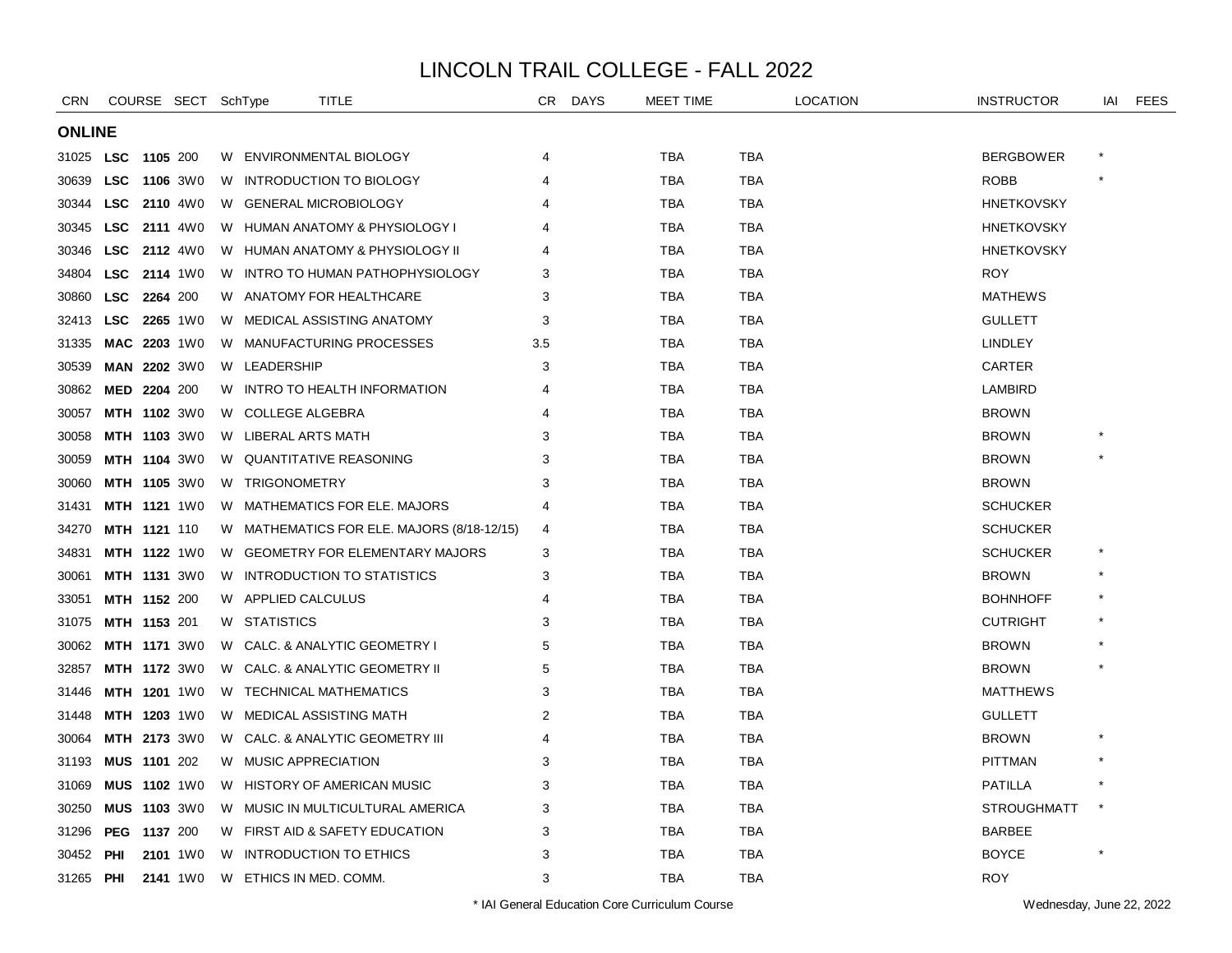# LINCOLN TRAIL COLLEGE - FALL 2022

| CRN | COURSE | | SECT | SchType | TITLE | CR | DAYS | MEET TIME | LOCATION | INSTRUCTOR | IAI | FEES |
|---|---|---|---|---|---|---|---|---|---|---|---|---|
| **ONLINE** | | | | | | | | | | | | |
| 31025 | **LSC** | **1105** | 200 | W | ENVIRONMENTAL BIOLOGY | 4 | | TBA | TBA | BERGBOWER | * | |
| 30639 | **LSC** | **1106** | 3W0 | W | INTRODUCTION TO BIOLOGY | 4 | | TBA | TBA | ROBB | * | |
| 30344 | **LSC** | **2110** | 4W0 | W | GENERAL MICROBIOLOGY | 4 | | TBA | TBA | HNETKOVSKY | | |
| 30345 | **LSC** | **2111** | 4W0 | W | HUMAN ANATOMY & PHYSIOLOGY I | 4 | | TBA | TBA | HNETKOVSKY | | |
| 30346 | **LSC** | **2112** | 4W0 | W | HUMAN ANATOMY & PHYSIOLOGY II | 4 | | TBA | TBA | HNETKOVSKY | | |
| 34804 | **LSC** | **2114** | 1W0 | W | INTRO TO HUMAN PATHOPHYSIOLOGY | 3 | | TBA | TBA | ROY | | |
| 30860 | **LSC** | **2264** | 200 | W | ANATOMY FOR HEALTHCARE | 3 | | TBA | TBA | MATHEWS | | |
| 32413 | **LSC** | **2265** | 1W0 | W | MEDICAL ASSISTING ANATOMY | 3 | | TBA | TBA | GULLETT | | |
| 31335 | **MAC** | **2203** | 1W0 | W | MANUFACTURING PROCESSES | 3.5 | | TBA | TBA | LINDLEY | | |
| 30539 | **MAN** | **2202** | 3W0 | W | LEADERSHIP | 3 | | TBA | TBA | CARTER | | |
| 30862 | **MED** | **2204** | 200 | W | INTRO TO HEALTH INFORMATION | 4 | | TBA | TBA | LAMBIRD | | |
| 30057 | **MTH** | **1102** | 3W0 | W | COLLEGE ALGEBRA | 4 | | TBA | TBA | BROWN | | |
| 30058 | **MTH** | **1103** | 3W0 | W | LIBERAL ARTS MATH | 3 | | TBA | TBA | BROWN | * | |
| 30059 | **MTH** | **1104** | 3W0 | W | QUANTITATIVE REASONING | 3 | | TBA | TBA | BROWN | * | |
| 30060 | **MTH** | **1105** | 3W0 | W | TRIGONOMETRY | 3 | | TBA | TBA | BROWN | | |
| 31431 | **MTH** | **1121** | 1W0 | W | MATHEMATICS FOR ELE. MAJORS | 4 | | TBA | TBA | SCHUCKER | | |
| 34270 | **MTH** | **1121** | 110 | W | MATHEMATICS FOR ELE. MAJORS (8/18-12/15) | 4 | | TBA | TBA | SCHUCKER | | |
| 34831 | **MTH** | **1122** | 1W0 | W | GEOMETRY FOR ELEMENTARY MAJORS | 3 | | TBA | TBA | SCHUCKER | * | |
| 30061 | **MTH** | **1131** | 3W0 | W | INTRODUCTION TO STATISTICS | 3 | | TBA | TBA | BROWN | * | |
| 33051 | **MTH** | **1152** | 200 | W | APPLIED CALCULUS | 4 | | TBA | TBA | BOHNHOFF | * | |
| 31075 | **MTH** | **1153** | 201 | W | STATISTICS | 3 | | TBA | TBA | CUTRIGHT | * | |
| 30062 | **MTH** | **1171** | 3W0 | W | CALC. & ANALYTIC GEOMETRY I | 5 | | TBA | TBA | BROWN | * | |
| 32857 | **MTH** | **1172** | 3W0 | W | CALC. & ANALYTIC GEOMETRY II | 5 | | TBA | TBA | BROWN | * | |
| 31446 | **MTH** | **1201** | 1W0 | W | TECHNICAL MATHEMATICS | 3 | | TBA | TBA | MATTHEWS | | |
| 31448 | **MTH** | **1203** | 1W0 | W | MEDICAL ASSISTING MATH | 2 | | TBA | TBA | GULLETT | | |
| 30064 | **MTH** | **2173** | 3W0 | W | CALC. & ANALYTIC GEOMETRY III | 4 | | TBA | TBA | BROWN | * | |
| 31193 | **MUS** | **1101** | 202 | W | MUSIC APPRECIATION | 3 | | TBA | TBA | PITTMAN | * | |
| 31069 | **MUS** | **1102** | 1W0 | W | HISTORY OF AMERICAN MUSIC | 3 | | TBA | TBA | PATILLA | * | |
| 30250 | **MUS** | **1103** | 3W0 | W | MUSIC IN MULTICULTURAL AMERICA | 3 | | TBA | TBA | STROUGHMATT | * | |
| 31296 | **PEG** | **1137** | 200 | W | FIRST AID & SAFETY EDUCATION | 3 | | TBA | TBA | BARBEE | | |
| 30452 | **PHI** | **2101** | 1W0 | W | INTRODUCTION TO ETHICS | 3 | | TBA | TBA | BOYCE | * | |
| 31265 | **PHI** | **2141** | 1W0 | W | ETHICS IN MED. COMM. | 3 | | TBA | TBA | ROY | | |

\* IAI General Education Core Curriculum Course

Wednesday, June 22, 2022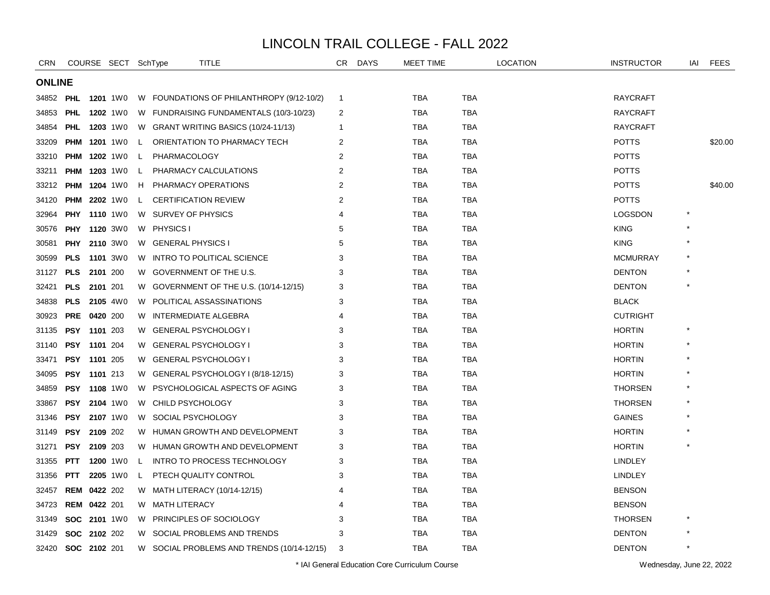# LINCOLN TRAIL COLLEGE - FALL 2022

| CRN | COURSE | | SECT | SchType | TITLE | CR | DAYS | MEET TIME | LOCATION | | INSTRUCTOR | IAI | FEES |
|---|---|---|---|---|---|---|---|---|---|---|---|---|---|
| **ONLINE** | | | | | | | | | | | | | |
| 34852 | **PHL** | **1201** | 1W0 | W | FOUNDATIONS OF PHILANTHROPY (9/12-10/2) | 1 | | TBA | TBA | | RAYCRAFT | | |
| 34853 | **PHL** | **1202** | 1W0 | W | FUNDRAISING FUNDAMENTALS (10/3-10/23) | 2 | | TBA | TBA | | RAYCRAFT | | |
| 34854 | **PHL** | **1203** | 1W0 | W | GRANT WRITING BASICS (10/24-11/13) | 1 | | TBA | TBA | | RAYCRAFT | | |
| 33209 | **PHM** | **1201** | 1W0 | L | ORIENTATION TO PHARMACY TECH | 2 | | TBA | TBA | | POTTS | | $20.00 |
| 33210 | **PHM** | **1202** | 1W0 | L | PHARMACOLOGY | 2 | | TBA | TBA | | POTTS | | |
| 33211 | **PHM** | **1203** | 1W0 | L | PHARMACY CALCULATIONS | 2 | | TBA | TBA | | POTTS | | |
| 33212 | **PHM** | **1204** | 1W0 | H | PHARMACY OPERATIONS | 2 | | TBA | TBA | | POTTS | | $40.00 |
| 34120 | **PHM** | **2202** | 1W0 | L | CERTIFICATION REVIEW | 2 | | TBA | TBA | | POTTS | | |
| 32964 | **PHY** | **1110** | 1W0 | W | SURVEY OF PHYSICS | 4 | | TBA | TBA | | LOGSDON | * | |
| 30576 | **PHY** | **1120** | 3W0 | W | PHYSICS I | 5 | | TBA | TBA | | KING | * | |
| 30581 | **PHY** | **2110** | 3W0 | W | GENERAL PHYSICS I | 5 | | TBA | TBA | | KING | * | |
| 30599 | **PLS** | **1101** | 3W0 | W | INTRO TO POLITICAL SCIENCE | 3 | | TBA | TBA | | MCMURRAY | * | |
| 31127 | **PLS** | **2101** | 200 | W | GOVERNMENT OF THE U.S. | 3 | | TBA | TBA | | DENTON | * | |
| 32421 | **PLS** | **2101** | 201 | W | GOVERNMENT OF THE U.S. (10/14-12/15) | 3 | | TBA | TBA | | DENTON | * | |
| 34838 | **PLS** | **2105** | 4W0 | W | POLITICAL ASSASSINATIONS | 3 | | TBA | TBA | | BLACK | | |
| 30923 | **PRE** | **0420** | 200 | W | INTERMEDIATE ALGEBRA | 4 | | TBA | TBA | | CUTRIGHT | | |
| 31135 | **PSY** | **1101** | 203 | W | GENERAL PSYCHOLOGY I | 3 | | TBA | TBA | | HORTIN | * | |
| 31140 | **PSY** | **1101** | 204 | W | GENERAL PSYCHOLOGY I | 3 | | TBA | TBA | | HORTIN | * | |
| 33471 | **PSY** | **1101** | 205 | W | GENERAL PSYCHOLOGY I | 3 | | TBA | TBA | | HORTIN | * | |
| 34095 | **PSY** | **1101** | 213 | W | GENERAL PSYCHOLOGY I (8/18-12/15) | 3 | | TBA | TBA | | HORTIN | * | |
| 34859 | **PSY** | **1108** | 1W0 | W | PSYCHOLOGICAL ASPECTS OF AGING | 3 | | TBA | TBA | | THORSEN | * | |
| 33867 | **PSY** | **2104** | 1W0 | W | CHILD PSYCHOLOGY | 3 | | TBA | TBA | | THORSEN | * | |
| 31346 | **PSY** | **2107** | 1W0 | W | SOCIAL PSYCHOLOGY | 3 | | TBA | TBA | | GAINES | * | |
| 31149 | **PSY** | **2109** | 202 | W | HUMAN GROWTH AND DEVELOPMENT | 3 | | TBA | TBA | | HORTIN | * | |
| 31271 | **PSY** | **2109** | 203 | W | HUMAN GROWTH AND DEVELOPMENT | 3 | | TBA | TBA | | HORTIN | * | |
| 31355 | **PTT** | **1200** | 1W0 | L | INTRO TO PROCESS TECHNOLOGY | 3 | | TBA | TBA | | LINDLEY | | |
| 31356 | **PTT** | **2205** | 1W0 | L | PTECH QUALITY CONTROL | 3 | | TBA | TBA | | LINDLEY | | |
| 32457 | **REM** | **0422** | 202 | W | MATH LITERACY (10/14-12/15) | 4 | | TBA | TBA | | BENSON | | |
| 34723 | **REM** | **0422** | 201 | W | MATH LITERACY | 4 | | TBA | TBA | | BENSON | | |
| 31349 | **SOC** | **2101** | 1W0 | W | PRINCIPLES OF SOCIOLOGY | 3 | | TBA | TBA | | THORSEN | * | |
| 31429 | **SOC** | **2102** | 202 | W | SOCIAL PROBLEMS AND TRENDS | 3 | | TBA | TBA | | DENTON | * | |
| 32420 | **SOC** | **2102** | 201 | W | SOCIAL PROBLEMS AND TRENDS (10/14-12/15) | 3 | | TBA | TBA | | DENTON | * | |

\* IAI General Education Core Curriculum Course

Wednesday, June 22, 2022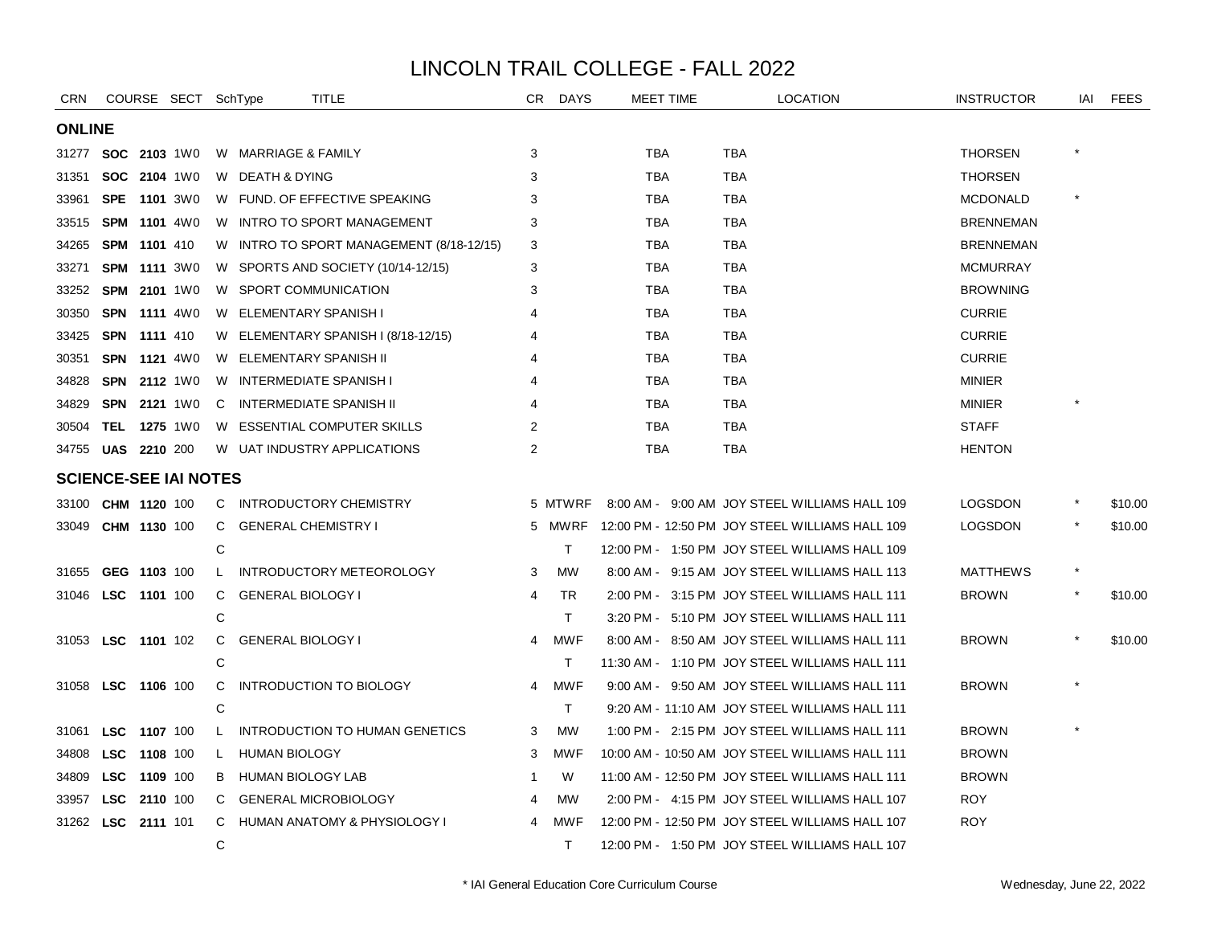# LINCOLN TRAIL COLLEGE - FALL 2022

| CRN | COURSE | SECT | SchType | TITLE | CR | DAYS | MEET TIME | LOCATION | INSTRUCTOR | IAI | FEES |
|---|---|---|---|---|---|---|---|---|---|---|---|
| **ONLINE** | | | | | | | | | | | |
| 31277 | **SOC 2103** | 1W0 | W | MARRIAGE & FAMILY | 3 | | TBA | TBA | THORSEN | * | |
| 31351 | **SOC 2104** | 1W0 | W | DEATH & DYING | 3 | | TBA | TBA | THORSEN | | |
| 33961 | **SPE 1101** | 3W0 | W | FUND. OF EFFECTIVE SPEAKING | 3 | | TBA | TBA | MCDONALD | * | |
| 33515 | **SPM 1101** | 4W0 | W | INTRO TO SPORT MANAGEMENT | 3 | | TBA | TBA | BRENNEMAN | | |
| 34265 | **SPM 1101** | 410 | W | INTRO TO SPORT MANAGEMENT (8/18-12/15) | 3 | | TBA | TBA | BRENNEMAN | | |
| 33271 | **SPM 1111** | 3W0 | W | SPORTS AND SOCIETY (10/14-12/15) | 3 | | TBA | TBA | MCMURRAY | | |
| 33252 | **SPM 2101** | 1W0 | W | SPORT COMMUNICATION | 3 | | TBA | TBA | BROWNING | | |
| 30350 | **SPN 1111** | 4W0 | W | ELEMENTARY SPANISH I | 4 | | TBA | TBA | CURRIE | | |
| 33425 | **SPN 1111** | 410 | W | ELEMENTARY SPANISH I (8/18-12/15) | 4 | | TBA | TBA | CURRIE | | |
| 30351 | **SPN 1121** | 4W0 | W | ELEMENTARY SPANISH II | 4 | | TBA | TBA | CURRIE | | |
| 34828 | **SPN 2112** | 1W0 | W | INTERMEDIATE SPANISH I | 4 | | TBA | TBA | MINIER | | |
| 34829 | **SPN 2121** | 1W0 | C | INTERMEDIATE SPANISH II | 4 | | TBA | TBA | MINIER | * | |
| 30504 | **TEL 1275** | 1W0 | W | ESSENTIAL COMPUTER SKILLS | 2 | | TBA | TBA | STAFF | | |
| 34755 | **UAS 2210** | 200 | W | UAT INDUSTRY APPLICATIONS | 2 | | TBA | TBA | HENTON | | |
| **SCIENCE-SEE IAI NOTES** | | | | | | | | | | | |
| 33100 | **CHM 1120** | 100 | C | INTRODUCTORY CHEMISTRY | 5 | MTWRF | 8:00 AM - 9:00 AM | JOY STEEL WILLIAMS HALL 109 | LOGSDON | * | $10.00 |
| 33049 | **CHM 1130** | 100 | C | GENERAL CHEMISTRY I | 5 | MWRF | 12:00 PM - 12:50 PM | JOY STEEL WILLIAMS HALL 109 | LOGSDON | * | $10.00 |
| | | | C | | | T | 12:00 PM - 1:50 PM | JOY STEEL WILLIAMS HALL 109 | | | |
| 31655 | **GEG 1103** | 100 | L | INTRODUCTORY METEOROLOGY | 3 | MW | 8:00 AM - 9:15 AM | JOY STEEL WILLIAMS HALL 113 | MATTHEWS | * | |
| 31046 | **LSC 1101** | 100 | C | GENERAL BIOLOGY I | 4 | TR | 2:00 PM - 3:15 PM | JOY STEEL WILLIAMS HALL 111 | BROWN | * | $10.00 |
| | | | C | | | T | 3:20 PM - 5:10 PM | JOY STEEL WILLIAMS HALL 111 | | | |
| 31053 | **LSC 1101** | 102 | C | GENERAL BIOLOGY I | 4 | MWF | 8:00 AM - 8:50 AM | JOY STEEL WILLIAMS HALL 111 | BROWN | * | $10.00 |
| | | | C | | | T | 11:30 AM - 1:10 PM | JOY STEEL WILLIAMS HALL 111 | | | |
| 31058 | **LSC 1106** | 100 | C | INTRODUCTION TO BIOLOGY | 4 | MWF | 9:00 AM - 9:50 AM | JOY STEEL WILLIAMS HALL 111 | BROWN | * | |
| | | | C | | | T | 9:20 AM - 11:10 AM | JOY STEEL WILLIAMS HALL 111 | | | |
| 31061 | **LSC 1107** | 100 | L | INTRODUCTION TO HUMAN GENETICS | 3 | MW | 1:00 PM - 2:15 PM | JOY STEEL WILLIAMS HALL 111 | BROWN | * | |
| 34808 | **LSC 1108** | 100 | L | HUMAN BIOLOGY | 3 | MWF | 10:00 AM - 10:50 AM | JOY STEEL WILLIAMS HALL 111 | BROWN | | |
| 34809 | **LSC 1109** | 100 | B | HUMAN BIOLOGY LAB | 1 | W | 11:00 AM - 12:50 PM | JOY STEEL WILLIAMS HALL 111 | BROWN | | |
| 33957 | **LSC 2110** | 100 | C | GENERAL MICROBIOLOGY | 4 | MW | 2:00 PM - 4:15 PM | JOY STEEL WILLIAMS HALL 107 | ROY | | |
| 31262 | **LSC 2111** | 101 | C | HUMAN ANATOMY & PHYSIOLOGY I | 4 | MWF | 12:00 PM - 12:50 PM | JOY STEEL WILLIAMS HALL 107 | ROY | | |
| | | | C | | | T | 12:00 PM - 1:50 PM | JOY STEEL WILLIAMS HALL 107 | | | |

\* IAI General Education Core Curriculum Course

Wednesday, June 22, 2022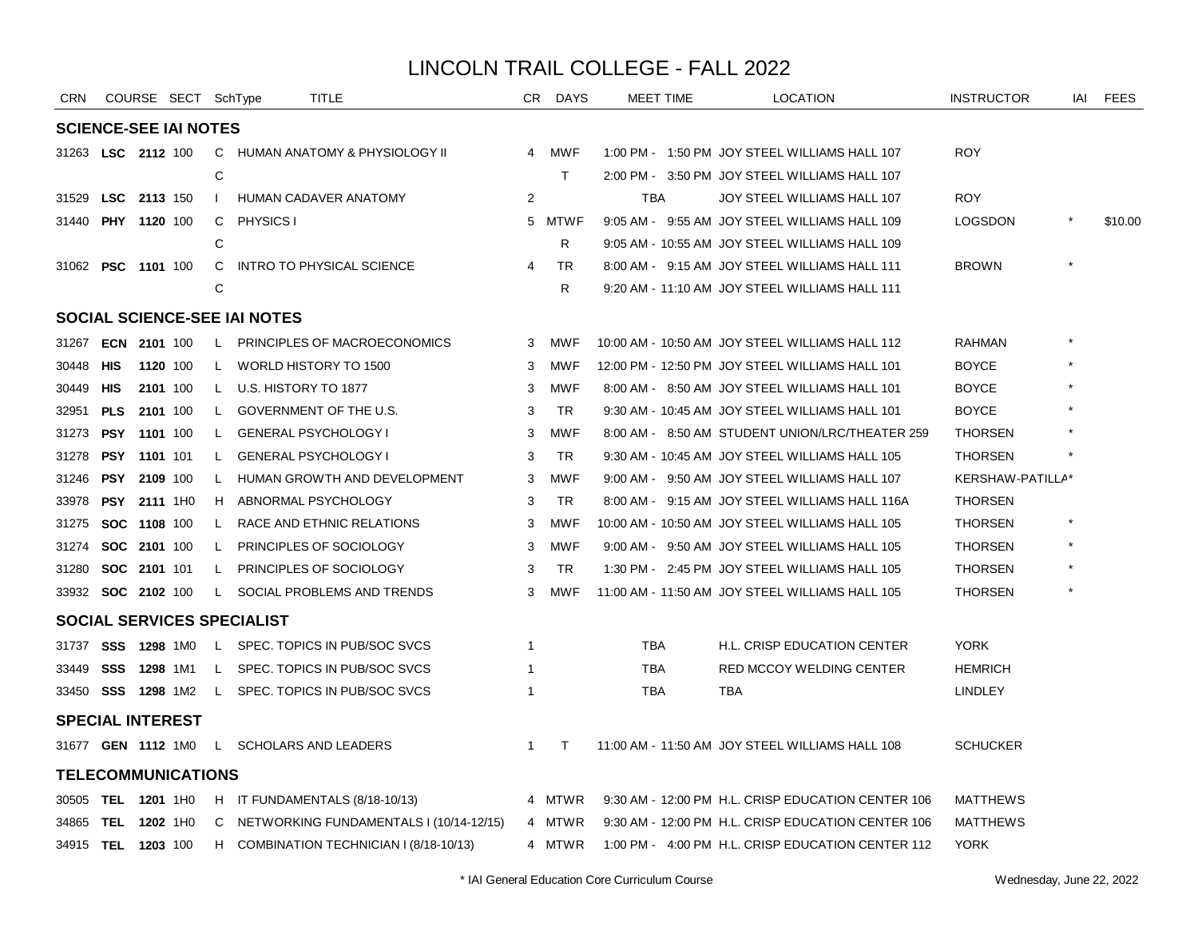# LINCOLN TRAIL COLLEGE - FALL 2022

| CRN | COURSE | | SECT | SchType | TITLE | CR | DAYS | MEET TIME | LOCATION | INSTRUCTOR | IAI | FEES |
|---|---|---|---|---|---|---|---|---|---|---|---|---|
| **SCIENCE-SEE IAI NOTES** | | | | | | | | | | | | |
| 31263 | **LSC** | **2112** | 100 | C | HUMAN ANATOMY & PHYSIOLOGY II | 4 | MWF | 1:00 PM - 1:50 PM | JOY STEEL WILLIAMS HALL 107 | ROY | | |
| | | | | C | | | T | 2:00 PM - 3:50 PM | JOY STEEL WILLIAMS HALL 107 | | | |
| 31529 | **LSC** | **2113** | 150 | I | HUMAN CADAVER ANATOMY | 2 | | TBA | JOY STEEL WILLIAMS HALL 107 | ROY | | |
| 31440 | **PHY** | **1120** | 100 | C | PHYSICS I | 5 | MTWF | 9:05 AM - 9:55 AM | JOY STEEL WILLIAMS HALL 109 | LOGSDON | * | $10.00 |
| | | | | C | | | R | 9:05 AM - 10:55 AM | JOY STEEL WILLIAMS HALL 109 | | | |
| 31062 | **PSC** | **1101** | 100 | C | INTRO TO PHYSICAL SCIENCE | 4 | TR | 8:00 AM - 9:15 AM | JOY STEEL WILLIAMS HALL 111 | BROWN | * | |
| | | | | C | | | R | 9:20 AM - 11:10 AM | JOY STEEL WILLIAMS HALL 111 | | | |
| **SOCIAL SCIENCE-SEE IAI NOTES** | | | | | | | | | | | | |
| 31267 | **ECN** | **2101** | 100 | L | PRINCIPLES OF MACROECONOMICS | 3 | MWF | 10:00 AM - 10:50 AM | JOY STEEL WILLIAMS HALL 112 | RAHMAN | * | |
| 30448 | **HIS** | **1120** | 100 | L | WORLD HISTORY TO 1500 | 3 | MWF | 12:00 PM - 12:50 PM | JOY STEEL WILLIAMS HALL 101 | BOYCE | * | |
| 30449 | **HIS** | **2101** | 100 | L | U.S. HISTORY TO 1877 | 3 | MWF | 8:00 AM - 8:50 AM | JOY STEEL WILLIAMS HALL 101 | BOYCE | * | |
| 32951 | **PLS** | **2101** | 100 | L | GOVERNMENT OF THE U.S. | 3 | TR | 9:30 AM - 10:45 AM | JOY STEEL WILLIAMS HALL 101 | BOYCE | * | |
| 31273 | **PSY** | **1101** | 100 | L | GENERAL PSYCHOLOGY I | 3 | MWF | 8:00 AM - 8:50 AM | STUDENT UNION/LRC/THEATER 259 | THORSEN | * | |
| 31278 | **PSY** | **1101** | 101 | L | GENERAL PSYCHOLOGY I | 3 | TR | 9:30 AM - 10:45 AM | JOY STEEL WILLIAMS HALL 105 | THORSEN | * | |
| 31246 | **PSY** | **2109** | 100 | L | HUMAN GROWTH AND DEVELOPMENT | 3 | MWF | 9:00 AM - 9:50 AM | JOY STEEL WILLIAMS HALL 107 | KERSHAW-PATILLA | * | |
| 33978 | **PSY** | **2111** | 1H0 | H | ABNORMAL PSYCHOLOGY | 3 | TR | 8:00 AM - 9:15 AM | JOY STEEL WILLIAMS HALL 116A | THORSEN | | |
| 31275 | **SOC** | **1108** | 100 | L | RACE AND ETHNIC RELATIONS | 3 | MWF | 10:00 AM - 10:50 AM | JOY STEEL WILLIAMS HALL 105 | THORSEN | * | |
| 31274 | **SOC** | **2101** | 100 | L | PRINCIPLES OF SOCIOLOGY | 3 | MWF | 9:00 AM - 9:50 AM | JOY STEEL WILLIAMS HALL 105 | THORSEN | * | |
| 31280 | **SOC** | **2101** | 101 | L | PRINCIPLES OF SOCIOLOGY | 3 | TR | 1:30 PM - 2:45 PM | JOY STEEL WILLIAMS HALL 105 | THORSEN | * | |
| 33932 | **SOC** | **2102** | 100 | L | SOCIAL PROBLEMS AND TRENDS | 3 | MWF | 11:00 AM - 11:50 AM | JOY STEEL WILLIAMS HALL 105 | THORSEN | * | |
| **SOCIAL SERVICES SPECIALIST** | | | | | | | | | | | | |
| 31737 | **SSS** | **1298** | 1M0 | L | SPEC. TOPICS IN PUB/SOC SVCS | 1 | | TBA | H.L. CRISP EDUCATION CENTER | YORK | | |
| 33449 | **SSS** | **1298** | 1M1 | L | SPEC. TOPICS IN PUB/SOC SVCS | 1 | | TBA | RED MCCOY WELDING CENTER | HEMRICH | | |
| 33450 | **SSS** | **1298** | 1M2 | L | SPEC. TOPICS IN PUB/SOC SVCS | 1 | | TBA | TBA | LINDLEY | | |
| **SPECIAL INTEREST** | | | | | | | | | | | | |
| 31677 | **GEN** | **1112** | 1M0 | L | SCHOLARS AND LEADERS | 1 | T | 11:00 AM - 11:50 AM | JOY STEEL WILLIAMS HALL 108 | SCHUCKER | | |
| **TELECOMMUNICATIONS** | | | | | | | | | | | | |
| 30505 | **TEL** | **1201** | 1H0 | H | IT FUNDAMENTALS (8/18-10/13) | 4 | MTWR | 9:30 AM - 12:00 PM | H.L. CRISP EDUCATION CENTER 106 | MATTHEWS | | |
| 34865 | **TEL** | **1202** | 1H0 | C | NETWORKING FUNDAMENTALS I (10/14-12/15) | 4 | MTWR | 9:30 AM - 12:00 PM | H.L. CRISP EDUCATION CENTER 106 | MATTHEWS | | |
| 34915 | **TEL** | **1203** | 100 | H | COMBINATION TECHNICIAN I (8/18-10/13) | 4 | MTWR | 1:00 PM - 4:00 PM | H.L. CRISP EDUCATION CENTER 112 | YORK | | |

* IAI General Education Core Curriculum Course

Wednesday, June 22, 2022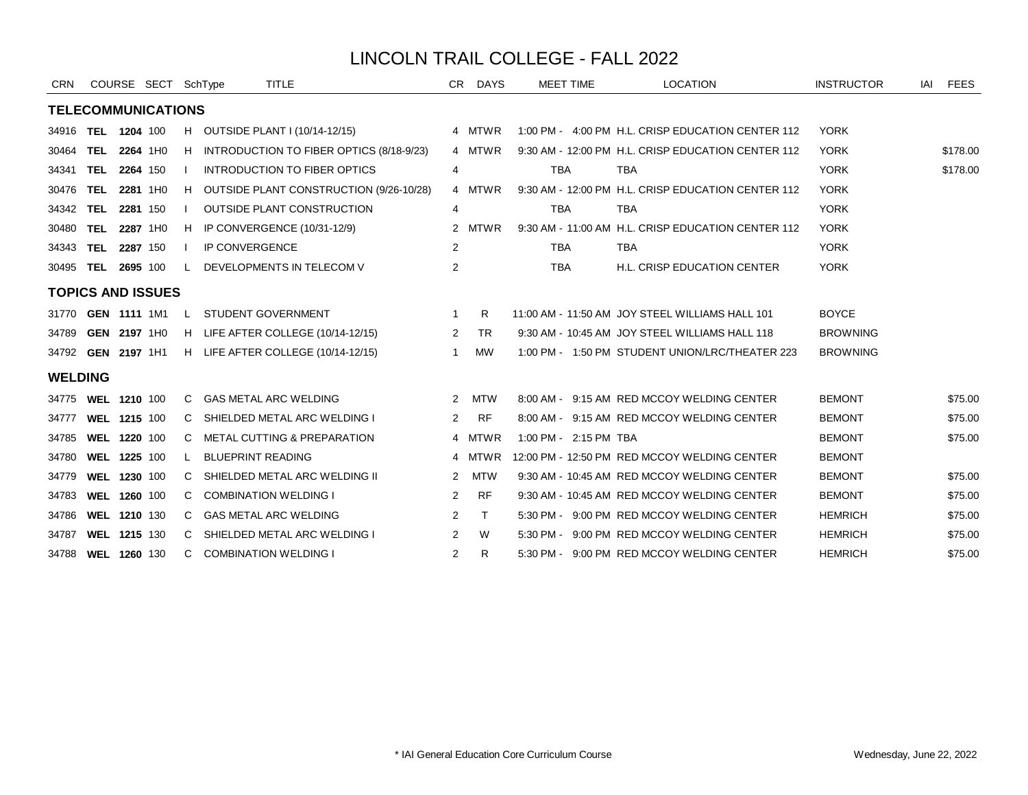# LINCOLN TRAIL COLLEGE - FALL 2022

| CRN | COURSE | SECT | SchType | TITLE | CR | DAYS | MEET TIME | LOCATION | INSTRUCTOR | IAI | FEES |
|---|---|---|---|---|---|---|---|---|---|---|---|
| **TELECOMMUNICATIONS** | | | | | | | | | | | |
| 34916 | **TEL 1204** | 100 | H | OUTSIDE PLANT I (10/14-12/15) | 4 | MTWR | 1:00 PM - 4:00 PM | H.L. CRISP EDUCATION CENTER 112 | YORK | | |
| 30464 | **TEL 2264** | 1H0 | H | INTRODUCTION TO FIBER OPTICS (8/18-9/23) | 4 | MTWR | 9:30 AM - 12:00 PM | H.L. CRISP EDUCATION CENTER 112 | YORK | | $178.00 |
| 34341 | **TEL 2264** | 150 | I | INTRODUCTION TO FIBER OPTICS | 4 | | TBA | TBA | YORK | | $178.00 |
| 30476 | **TEL 2281** | 1H0 | H | OUTSIDE PLANT CONSTRUCTION (9/26-10/28) | 4 | MTWR | 9:30 AM - 12:00 PM | H.L. CRISP EDUCATION CENTER 112 | YORK | | |
| 34342 | **TEL 2281** | 150 | I | OUTSIDE PLANT CONSTRUCTION | 4 | | TBA | TBA | YORK | | |
| 30480 | **TEL 2287** | 1H0 | H | IP CONVERGENCE (10/31-12/9) | 2 | MTWR | 9:30 AM - 11:00 AM | H.L. CRISP EDUCATION CENTER 112 | YORK | | |
| 34343 | **TEL 2287** | 150 | I | IP CONVERGENCE | 2 | | TBA | TBA | YORK | | |
| 30495 | **TEL 2695** | 100 | L | DEVELOPMENTS IN TELECOM V | 2 | | TBA | H.L. CRISP EDUCATION CENTER | YORK | | |
| **TOPICS AND ISSUES** | | | | | | | | | | | |
| 31770 | **GEN 1111** | 1M1 | L | STUDENT GOVERNMENT | 1 | R | 11:00 AM - 11:50 AM | JOY STEEL WILLIAMS HALL 101 | BOYCE | | |
| 34789 | **GEN 2197** | 1H0 | H | LIFE AFTER COLLEGE (10/14-12/15) | 2 | TR | 9:30 AM - 10:45 AM | JOY STEEL WILLIAMS HALL 118 | BROWNING | | |
| 34792 | **GEN 2197** | 1H1 | H | LIFE AFTER COLLEGE (10/14-12/15) | 1 | MW | 1:00 PM - 1:50 PM | STUDENT UNION/LRC/THEATER 223 | BROWNING | | |
| **WELDING** | | | | | | | | | | | |
| 34775 | **WEL 1210** | 100 | C | GAS METAL ARC WELDING | 2 | MTW | 8:00 AM - 9:15 AM | RED MCCOY WELDING CENTER | BEMONT | | $75.00 |
| 34777 | **WEL 1215** | 100 | C | SHIELDED METAL ARC WELDING I | 2 | RF | 8:00 AM - 9:15 AM | RED MCCOY WELDING CENTER | BEMONT | | $75.00 |
| 34785 | **WEL 1220** | 100 | C | METAL CUTTING & PREPARATION | 4 | MTWR | 1:00 PM - 2:15 PM | TBA | BEMONT | | $75.00 |
| 34780 | **WEL 1225** | 100 | L | BLUEPRINT READING | 4 | MTWR | 12:00 PM - 12:50 PM | RED MCCOY WELDING CENTER | BEMONT | | |
| 34779 | **WEL 1230** | 100 | C | SHIELDED METAL ARC WELDING II | 2 | MTW | 9:30 AM - 10:45 AM | RED MCCOY WELDING CENTER | BEMONT | | $75.00 |
| 34783 | **WEL 1260** | 100 | C | COMBINATION WELDING I | 2 | RF | 9:30 AM - 10:45 AM | RED MCCOY WELDING CENTER | BEMONT | | $75.00 |
| 34786 | **WEL 1210** | 130 | C | GAS METAL ARC WELDING | 2 | T | 5:30 PM - 9:00 PM | RED MCCOY WELDING CENTER | HEMRICH | | $75.00 |
| 34787 | **WEL 1215** | 130 | C | SHIELDED METAL ARC WELDING I | 2 | W | 5:30 PM - 9:00 PM | RED MCCOY WELDING CENTER | HEMRICH | | $75.00 |
| 34788 | **WEL 1260** | 130 | C | COMBINATION WELDING I | 2 | R | 5:30 PM - 9:00 PM | RED MCCOY WELDING CENTER | HEMRICH | | $75.00 |

\* IAI General Education Core Curriculum Course

Wednesday, June 22, 2022